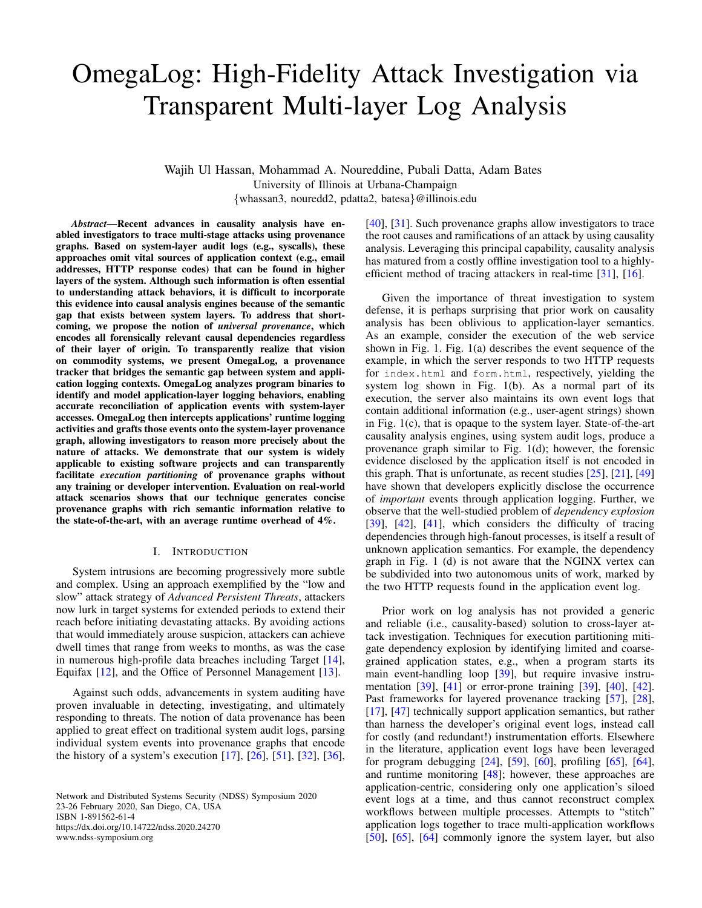# OmegaLog: High-Fidelity Attack Investigation via Transparent Multi-layer Log Analysis

Wajih Ul Hassan, Mohammad A. Noureddine, Pubali Datta, Adam Bates
University of Illinois at Urbana-Champaign
{whassan3, nouredd2, pdatta2, batesa}@illinois.edu

***Abstract*—Recent advances in causality analysis have enabled investigators to trace multi-stage attacks using provenance graphs. Based on system-layer audit logs (e.g., syscalls), these approaches omit vital sources of application context (e.g., email addresses, HTTP response codes) that can be found in higher layers of the system. Although such information is often essential to understanding attack behaviors, it is difficult to incorporate this evidence into causal analysis engines because of the semantic gap that exists between system layers. To address that shortcoming, we propose the notion of *universal provenance*, which encodes all forensically relevant causal dependencies regardless of their layer of origin. To transparently realize that vision on commodity systems, we present OmegaLog, a provenance tracker that bridges the semantic gap between system and application logging contexts. OmegaLog analyzes program binaries to identify and model application-layer logging behaviors, enabling accurate reconciliation of application events with system-layer accesses. OmegaLog then intercepts applications' runtime logging activities and grafts those events onto the system-layer provenance graph, allowing investigators to reason more precisely about the nature of attacks. We demonstrate that our system is widely applicable to existing software projects and can transparently facilitate *execution partitioning* of provenance graphs without any training or developer intervention. Evaluation on real-world attack scenarios shows that our technique generates concise provenance graphs with rich semantic information relative to the state-of-the-art, with an average runtime overhead of 4%.**

## I. Introduction

System intrusions are becoming progressively more subtle and complex. Using an approach exemplified by the "low and slow" attack strategy of *Advanced Persistent Threats*, attackers now lurk in target systems for extended periods to extend their reach before initiating devastating attacks. By avoiding actions that would immediately arouse suspicion, attackers can achieve dwell times that range from weeks to months, as was the case in numerous high-profile data breaches including Target [14], Equifax [12], and the Office of Personnel Management [13].

Against such odds, advancements in system auditing have proven invaluable in detecting, investigating, and ultimately responding to threats. The notion of data provenance has been applied to great effect on traditional system audit logs, parsing individual system events into provenance graphs that encode the history of a system's execution [17], [26], [51], [32], [36], [40], [31]. Such provenance graphs allow investigators to trace the root causes and ramifications of an attack by using causality analysis. Leveraging this principal capability, causality analysis has matured from a costly offline investigation tool to a highly-efficient method of tracing attackers in real-time [31], [16].

Given the importance of threat investigation to system defense, it is perhaps surprising that prior work on causality analysis has been oblivious to application-layer semantics. As an example, consider the execution of the web service shown in Fig. 1. Fig. 1(a) describes the event sequence of the example, in which the server responds to two HTTP requests for `index.html` and `form.html`, respectively, yielding the system log shown in Fig. 1(b). As a normal part of its execution, the server also maintains its own event logs that contain additional information (e.g., user-agent strings) shown in Fig. 1(c), that is opaque to the system layer. State-of-the-art causality analysis engines, using system audit logs, produce a provenance graph similar to Fig. 1(d); however, the forensic evidence disclosed by the application itself is not encoded in this graph. That is unfortunate, as recent studies [25], [21], [49] have shown that developers explicitly disclose the occurrence of *important* events through application logging. Further, we observe that the well-studied problem of *dependency explosion* [39], [42], [41], which considers the difficulty of tracing dependencies through high-fanout processes, is itself a result of unknown application semantics. For example, the dependency graph in Fig. 1 (d) is not aware that the NGINX vertex can be subdivided into two autonomous units of work, marked by the two HTTP requests found in the application event log.

Prior work on log analysis has not provided a generic and reliable (i.e., causality-based) solution to cross-layer attack investigation. Techniques for execution partitioning mitigate dependency explosion by identifying limited and coarse-grained application states, e.g., when a program starts its main event-handling loop [39], but require invasive instrumentation [39], [41] or error-prone training [39], [40], [42]. Past frameworks for layered provenance tracking [57], [28], [17], [47] technically support application semantics, but rather than harness the developer's original event logs, instead call for costly (and redundant!) instrumentation efforts. Elsewhere in the literature, application event logs have been leveraged for program debugging [24], [59], [60], profiling [65], [64], and runtime monitoring [48]; however, these approaches are application-centric, considering only one application's siloed event logs at a time, and thus cannot reconstruct complex workflows between multiple processes. Attempts to "stitch" application logs together to trace multi-application workflows [50], [65], [64] commonly ignore the system layer, but also

Network and Distributed Systems Security (NDSS) Symposium 2020
23-26 February 2020, San Diego, CA, USA
ISBN 1-891562-61-4
https://dx.doi.org/10.14722/ndss.2020.24270
www.ndss-symposium.org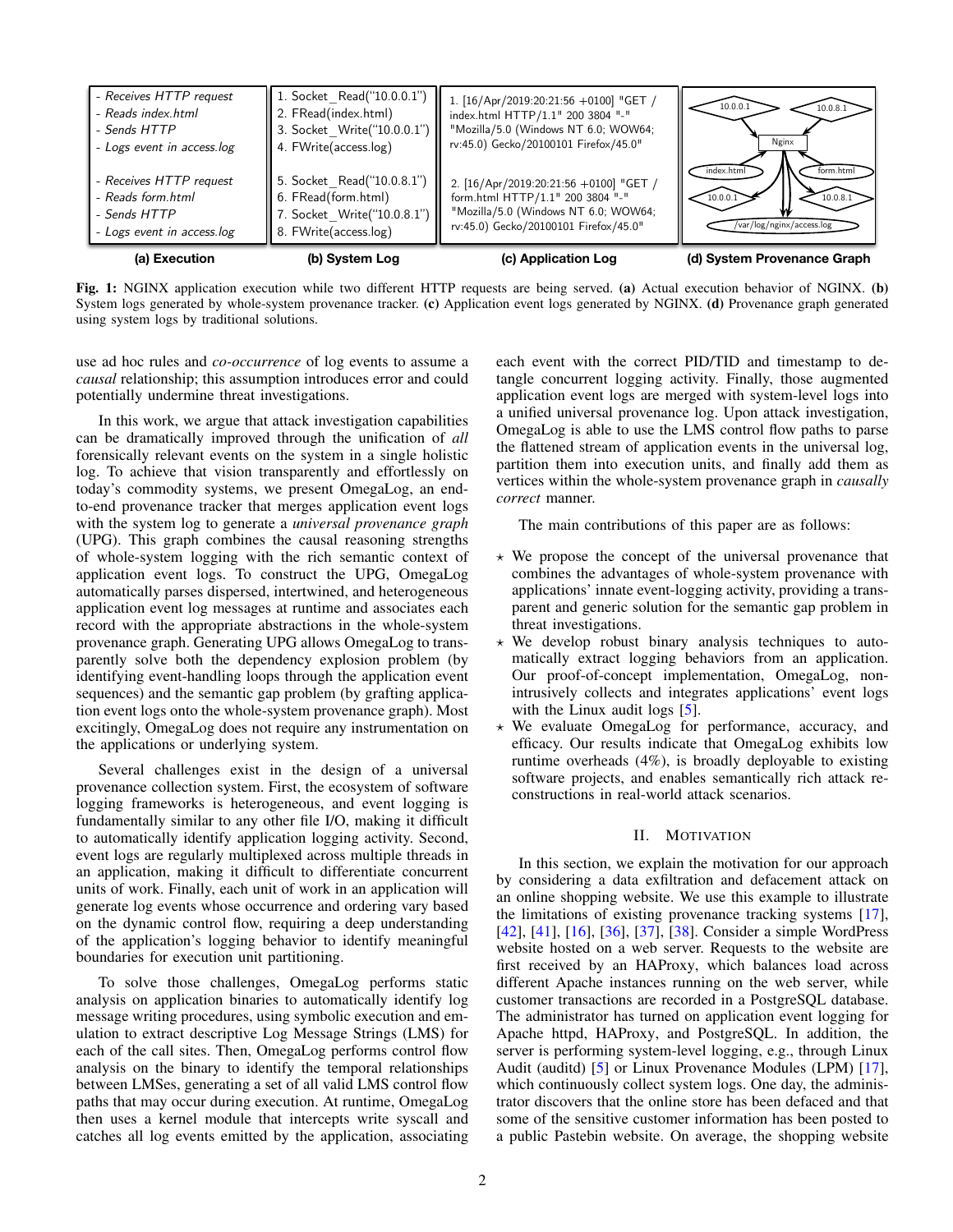| - *Receives HTTP request*<br>- *Reads index.html*<br>- *Sends HTTP*<br>- *Logs event in access.log*<br><br>- *Receives HTTP request*<br>- *Reads form.html*<br>- *Sends HTTP*<br>- *Logs event in access.log* | 1. Socket_Read("10.0.0.1")<br>2. FRead(index.html)<br>3. Socket_Write("10.0.0.1")<br>4. FWrite(access.log)<br><br>5. Socket_Read("10.0.8.1")<br>6. FRead(form.html)<br>7. Socket_Write("10.0.8.1")<br>8. FWrite(access.log) | 1. [16/Apr/2019:20:21:56 +0100] "GET / index.html HTTP/1.1" 200 3804 "-" "Mozilla/5.0 (Windows NT 6.0; WOW64; rv:45.0) Gecko/20100101 Firefox/45.0"<br><br>2. [16/Apr/2019:20:21:56 +0100] "GET / form.html HTTP/1.1" 200 3804 "-" "Mozilla/5.0 (Windows NT 6.0; WOW64; rv:45.0) Gecko/20100101 Firefox/45.0" | 10.0.0.1, 10.0.8.1, Nginx, index.html, form.html, 10.0.0.1, 10.0.8.1, /var/log/nginx/access.log |
|---|---|---|---|
| **(a) Execution** | **(b) System Log** | **(c) Application Log** | **(d) System Provenance Graph** |

**Fig. 1:** NGINX application execution while two different HTTP requests are being served. **(a)** Actual execution behavior of NGINX. **(b)** System logs generated by whole-system provenance tracker. **(c)** Application event logs generated by NGINX. **(d)** Provenance graph generated using system logs by traditional solutions.

use ad hoc rules and *co-occurrence* of log events to assume a *causal* relationship; this assumption introduces error and could potentially undermine threat investigations.

In this work, we argue that attack investigation capabilities can be dramatically improved through the unification of *all* forensically relevant events on the system in a single holistic log. To achieve that vision transparently and effortlessly on today's commodity systems, we present OmegaLog, an end-to-end provenance tracker that merges application event logs with the system log to generate a *universal provenance graph* (UPG). This graph combines the causal reasoning strengths of whole-system logging with the rich semantic context of application event logs. To construct the UPG, OmegaLog automatically parses dispersed, intertwined, and heterogeneous application event log messages at runtime and associates each record with the appropriate abstractions in the whole-system provenance graph. Generating UPG allows OmegaLog to transparently solve both the dependency explosion problem (by identifying event-handling loops through the application event sequences) and the semantic gap problem (by grafting application event logs onto the whole-system provenance graph). Most excitingly, OmegaLog does not require any instrumentation on the applications or underlying system.

Several challenges exist in the design of a universal provenance collection system. First, the ecosystem of software logging frameworks is heterogeneous, and event logging is fundamentally similar to any other file I/O, making it difficult to automatically identify application logging activity. Second, event logs are regularly multiplexed across multiple threads in an application, making it difficult to differentiate concurrent units of work. Finally, each unit of work in an application will generate log events whose occurrence and ordering vary based on the dynamic control flow, requiring a deep understanding of the application's logging behavior to identify meaningful boundaries for execution unit partitioning.

To solve those challenges, OmegaLog performs static analysis on application binaries to automatically identify log message writing procedures, using symbolic execution and emulation to extract descriptive Log Message Strings (LMS) for each of the call sites. Then, OmegaLog performs control flow analysis on the binary to identify the temporal relationships between LMSes, generating a set of all valid LMS control flow paths that may occur during execution. At runtime, OmegaLog then uses a kernel module that intercepts write syscall and catches all log events emitted by the application, associating each event with the correct PID/TID and timestamp to detangle concurrent logging activity. Finally, those augmented application event logs are merged with system-level logs into a unified universal provenance log. Upon attack investigation, OmegaLog is able to use the LMS control flow paths to parse the flattened stream of application events in the universal log, partition them into execution units, and finally add them as vertices within the whole-system provenance graph in *causally correct* manner.

The main contributions of this paper are as follows:

- ⋆ We propose the concept of the universal provenance that combines the advantages of whole-system provenance with applications' innate event-logging activity, providing a transparent and generic solution for the semantic gap problem in threat investigations.
- ⋆ We develop robust binary analysis techniques to automatically extract logging behaviors from an application. Our proof-of-concept implementation, OmegaLog, non-intrusively collects and integrates applications' event logs with the Linux audit logs [5].
- ⋆ We evaluate OmegaLog for performance, accuracy, and efficacy. Our results indicate that OmegaLog exhibits low runtime overheads (4%), is broadly deployable to existing software projects, and enables semantically rich attack reconstructions in real-world attack scenarios.

## II. Motivation

In this section, we explain the motivation for our approach by considering a data exfiltration and defacement attack on an online shopping website. We use this example to illustrate the limitations of existing provenance tracking systems [17], [42], [41], [16], [36], [37], [38]. Consider a simple WordPress website hosted on a web server. Requests to the website are first received by an HAProxy, which balances load across different Apache instances running on the web server, while customer transactions are recorded in a PostgreSQL database. The administrator has turned on application event logging for Apache httpd, HAProxy, and PostgreSQL. In addition, the server is performing system-level logging, e.g., through Linux Audit (auditd) [5] or Linux Provenance Modules (LPM) [17], which continuously collect system logs. One day, the administrator discovers that the online store has been defaced and that some of the sensitive customer information has been posted to a public Pastebin website. On average, the shopping website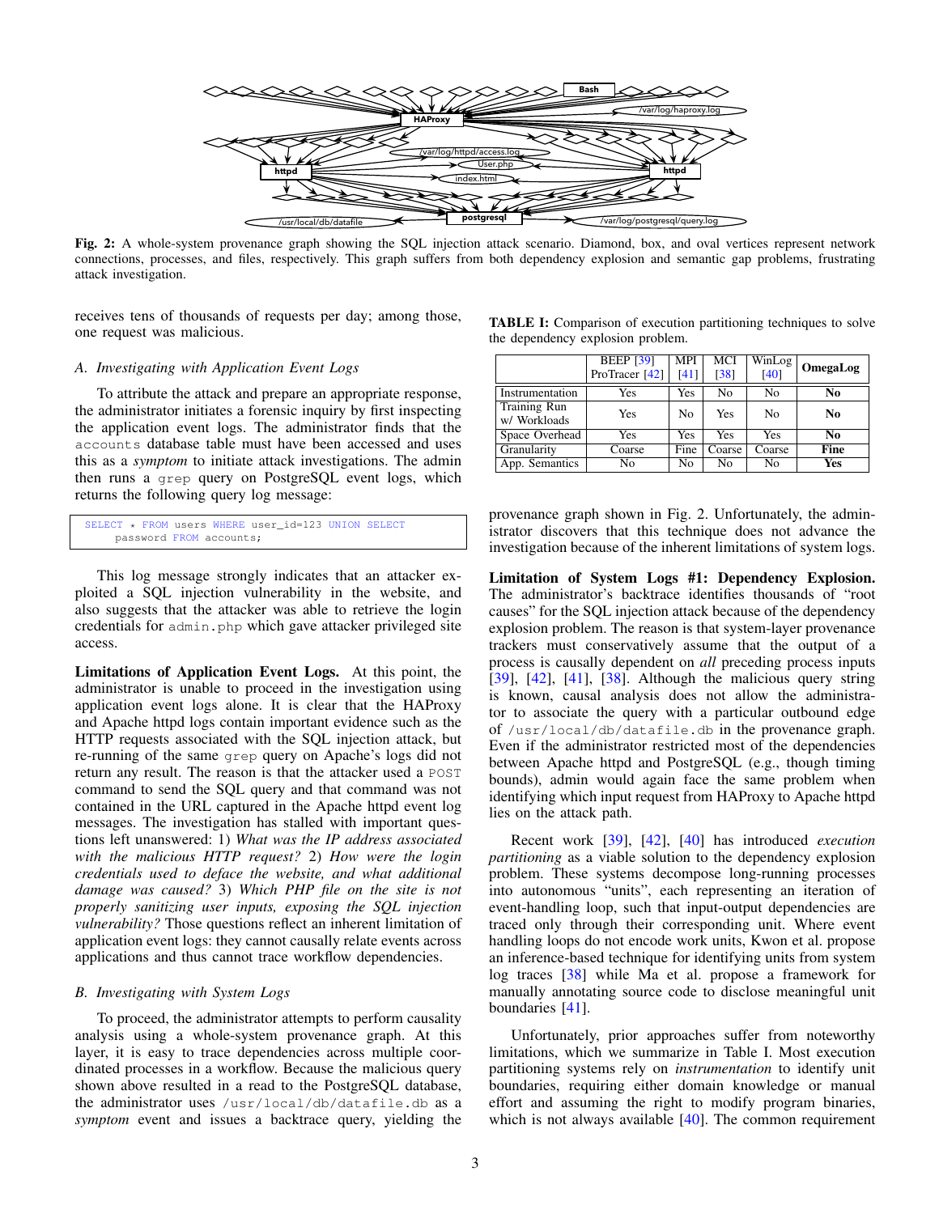Fig. 2: A whole-system provenance graph showing the SQL injection attack scenario. Diamond, box, and oval vertices represent network connections, processes, and files, respectively. This graph suffers from both dependency explosion and semantic gap problems, frustrating attack investigation.

receives tens of thousands of requests per day; among those, one request was malicious.

### A. Investigating with Application Event Logs

To attribute the attack and prepare an appropriate response, the administrator initiates a forensic inquiry by first inspecting the application event logs. The administrator finds that the `accounts` database table must have been accessed and uses this as a *symptom* to initiate attack investigations. The admin then runs a `grep` query on PostgreSQL event logs, which returns the following query log message:

```
SELECT * FROM users WHERE user_id=123 UNION SELECT
     password FROM accounts;
```

This log message strongly indicates that an attacker exploited a SQL injection vulnerability in the website, and also suggests that the attacker was able to retrieve the login credentials for `admin.php` which gave attacker privileged site access.

**Limitations of Application Event Logs.** At this point, the administrator is unable to proceed in the investigation using application event logs alone. It is clear that the HAProxy and Apache httpd logs contain important evidence such as the HTTP requests associated with the SQL injection attack, but re-running of the same `grep` query on Apache's logs did not return any result. The reason is that the attacker used a `POST` command to send the SQL query and that command was not contained in the URL captured in the Apache httpd event log messages. The investigation has stalled with important questions left unanswered: 1) *What was the IP address associated with the malicious HTTP request?* 2) *How were the login credentials used to deface the website, and what additional damage was caused?* 3) *Which PHP file on the site is not properly sanitizing user inputs, exposing the SQL injection vulnerability?* Those questions reflect an inherent limitation of application event logs: they cannot causally relate events across applications and thus cannot trace workflow dependencies.

### B. Investigating with System Logs

To proceed, the administrator attempts to perform causality analysis using a whole-system provenance graph. At this layer, it is easy to trace dependencies across multiple coordinated processes in a workflow. Because the malicious query shown above resulted in a read to the PostgreSQL database, the administrator uses `/usr/local/db/datafile.db` as a *symptom* event and issues a backtrace query, yielding the provenance graph shown in Fig. 2. Unfortunately, the administrator discovers that this technique does not advance the investigation because of the inherent limitations of system logs.

TABLE I: Comparison of execution partitioning techniques to solve the dependency explosion problem.

| | BEEP [39] ProTracer [42] | MPI [41] | MCI [38] | WinLog [40] | **OmegaLog** |
|---|---|---|---|---|---|
| Instrumentation | Yes | Yes | No | No | **No** |
| Training Run w/ Workloads | Yes | No | Yes | No | **No** |
| Space Overhead | Yes | Yes | Yes | Yes | **No** |
| Granularity | Coarse | Fine | Coarse | Coarse | **Fine** |
| App. Semantics | No | No | No | No | **Yes** |

**Limitation of System Logs #1: Dependency Explosion.** The administrator's backtrace identifies thousands of "root causes" for the SQL injection attack because of the dependency explosion problem. The reason is that system-layer provenance trackers must conservatively assume that the output of a process is causally dependent on *all* preceding process inputs [39], [42], [41], [38]. Although the malicious query string is known, causal analysis does not allow the administrator to associate the query with a particular outbound edge of `/usr/local/db/datafile.db` in the provenance graph. Even if the administrator restricted most of the dependencies between Apache httpd and PostgreSQL (e.g., though timing bounds), admin would again face the same problem when identifying which input request from HAProxy to Apache httpd lies on the attack path.

Recent work [39], [42], [40] has introduced *execution partitioning* as a viable solution to the dependency explosion problem. These systems decompose long-running processes into autonomous "units", each representing an iteration of event-handling loop, such that input-output dependencies are traced only through their corresponding unit. Where event handling loops do not encode work units, Kwon et al. propose an inference-based technique for identifying units from system log traces [38] while Ma et al. propose a framework for manually annotating source code to disclose meaningful unit boundaries [41].

Unfortunately, prior approaches suffer from noteworthy limitations, which we summarize in Table I. Most execution partitioning systems rely on *instrumentation* to identify unit boundaries, requiring either domain knowledge or manual effort and assuming the right to modify program binaries, which is not always available [40]. The common requirement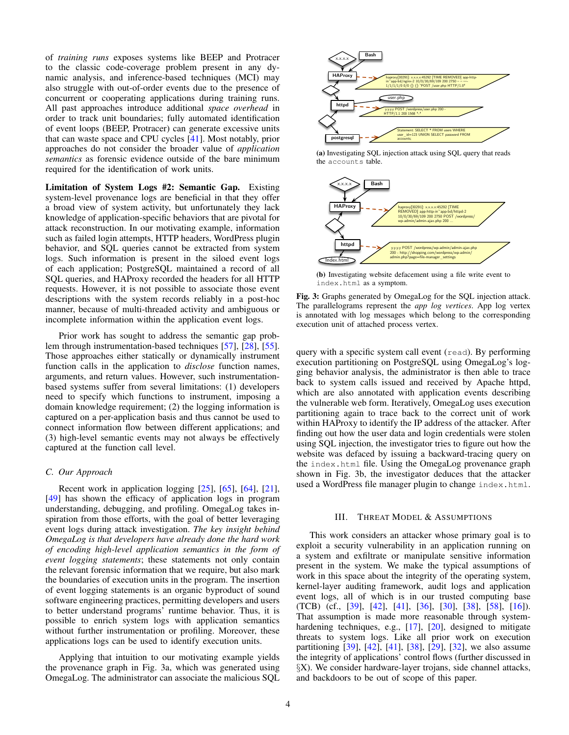of *training runs* exposes systems like BEEP and Protracer to the classic code-coverage problem present in any dynamic analysis, and inference-based techniques (MCI) may also struggle with out-of-order events due to the presence of concurrent or cooperating applications during training runs. All past approaches introduce additional *space overhead* in order to track unit boundaries; fully automated identification of event loops (BEEP, Protracer) can generate excessive units that can waste space and CPU cycles [41]. Most notably, prior approaches do not consider the broader value of *application semantics* as forensic evidence outside of the bare minimum required for the identification of work units.

**Limitation of System Logs #2: Semantic Gap.** Existing system-level provenance logs are beneficial in that they offer a broad view of system activity, but unfortunately they lack knowledge of application-specific behaviors that are pivotal for attack reconstruction. In our motivating example, information such as failed login attempts, HTTP headers, WordPress plugin behavior, and SQL queries cannot be extracted from system logs. Such information is present in the siloed event logs of each application; PostgreSQL maintained a record of all SQL queries, and HAProxy recorded the headers for all HTTP requests. However, it is not possible to associate those event descriptions with the system records reliably in a post-hoc manner, because of multi-threaded activity and ambiguous or incomplete information within the application event logs.

Prior work has sought to address the semantic gap problem through instrumentation-based techniques [57], [28], [55]. Those approaches either statically or dynamically instrument function calls in the application to *disclose* function names, arguments, and return values. However, such instrumentation-based systems suffer from several limitations: (1) developers need to specify which functions to instrument, imposing a domain knowledge requirement; (2) the logging information is captured on a per-application basis and thus cannot be used to connect information flow between different applications; and (3) high-level semantic events may not always be effectively captured at the function call level.

### C. Our Approach

Recent work in application logging [25], [65], [64], [21], [49] has shown the efficacy of application logs in program understanding, debugging, and profiling. OmegaLog takes inspiration from those efforts, with the goal of better leveraging event logs during attack investigation. *The key insight behind OmegaLog is that developers have already done the hard work of encoding high-level application semantics in the form of event logging statements*; these statements not only contain the relevant forensic information that we require, but also mark the boundaries of execution units in the program. The insertion of event logging statements is an organic byproduct of sound software engineering practices, permitting developers and users to better understand programs' runtime behavior. Thus, it is possible to enrich system logs with application semantics without further instrumentation or profiling. Moreover, these applications logs can be used to identify execution units.

Applying that intuition to our motivating example yields the provenance graph in Fig. 3a, which was generated using OmegaLog. The administrator can associate the malicious SQL query with a specific system call event (`read`). By performing execution partitioning on PostgreSQL using OmegaLog's logging behavior analysis, the administrator is then able to trace back to system calls issued and received by Apache httpd, which are also annotated with application events describing the vulnerable web form. Iteratively, OmegaLog uses execution partitioning again to trace back to the correct unit of work within HAProxy to identify the IP address of the attacker. After finding out how the user data and login credentials were stolen using SQL injection, the investigator tries to figure out how the website was defaced by issuing a backward-tracing query on the `index.html` file. Using the OmegaLog provenance graph shown in Fig. 3b, the investigator deduces that the attacker used a WordPress file manager plugin to change `index.html`.

(a) Investigating SQL injection attack using SQL query that reads the `accounts` table.

(b) Investigating website defacement using a file write event to `index.html` as a symptom.

**Fig. 3:** Graphs generated by OmegaLog for the SQL injection attack. The parallelograms represent the *app log vertices*. App log vertex is annotated with log messages which belong to the corresponding execution unit of attached process vertex.

## III. Threat Model & Assumptions

This work considers an attacker whose primary goal is to exploit a security vulnerability in an application running on a system and exfiltrate or manipulate sensitive information present in the system. We make the typical assumptions of work in this space about the integrity of the operating system, kernel-layer auditing framework, audit logs and application event logs, all of which is in our trusted computing base (TCB) (cf., [39], [42], [41], [36], [30], [38], [58], [16]). That assumption is made more reasonable through system-hardening techniques, e.g., [17], [20], designed to mitigate threats to system logs. Like all prior work on execution partitioning [39], [42], [41], [38], [29], [32], we also assume the integrity of applications' control flows (further discussed in §X). We consider hardware-layer trojans, side channel attacks, and backdoors to be out of scope of this paper.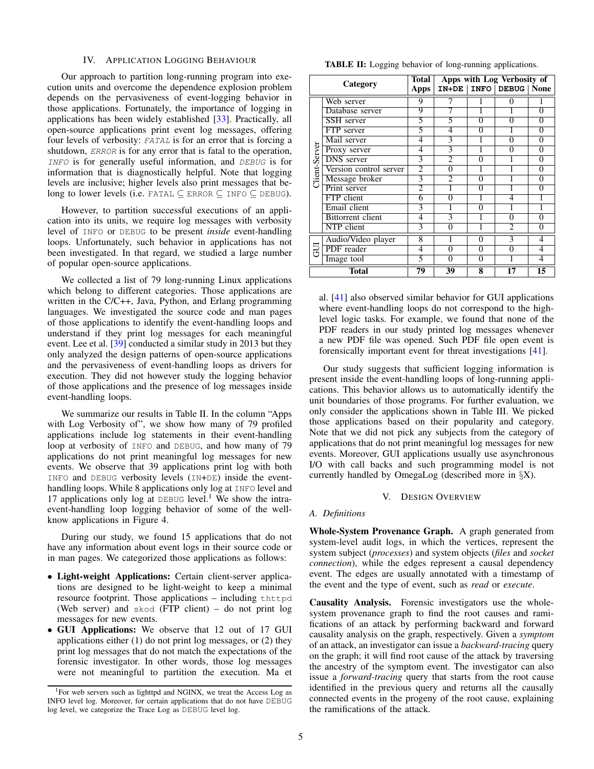## IV. Application Logging Behaviour

Our approach to partition long-running program into execution units and overcome the dependence explosion problem depends on the pervasiveness of event-logging behavior in those applications. Fortunately, the importance of logging in applications has been widely established [33]. Practically, all open-source applications print event log messages, offering four levels of verbosity: *FATAL* is for an error that is forcing a shutdown, *ERROR* is for any error that is fatal to the operation, *INFO* is for generally useful information, and *DEBUG* is for information that is diagnostically helpful. Note that logging levels are inclusive; higher levels also print messages that belong to lower levels (i.e. FATAL $\subseteq$ ERROR $\subseteq$ INFO $\subseteq$ DEBUG).

However, to partition successful executions of an application into its units, we require log messages with verbosity level of INFO or DEBUG to be present *inside* event-handling loops. Unfortunately, such behavior in applications has not been investigated. In that regard, we studied a large number of popular open-source applications.

We collected a list of 79 long-running Linux applications which belong to different categories. Those applications are written in the C/C++, Java, Python, and Erlang programming languages. We investigated the source code and man pages of those applications to identify the event-handling loops and understand if they print log messages for each meaningful event. Lee et al. [39] conducted a similar study in 2013 but they only analyzed the design patterns of open-source applications and the pervasiveness of event-handling loops as drivers for execution. They did not however study the logging behavior of those applications and the presence of log messages inside event-handling loops.

We summarize our results in Table II. In the column "Apps with Log Verbosity of", we show how many of 79 profiled applications include log statements in their event-handling loop at verbosity of INFO and DEBUG, and how many of 79 applications do not print meaningful log messages for new events. We observe that 39 applications print log with both INFO and DEBUG verbosity levels (IN+DE) inside the event-handling loops. While 8 applications only log at INFO level and 17 applications only log at DEBUG level.[1] We show the intra-event-handling loop logging behavior of some of the well-know applications in Figure 4.

During our study, we found 15 applications that do not have any information about event logs in their source code or in man pages. We categorized those applications as follows:

- **Light-weight Applications:** Certain client-server applications are designed to be light-weight to keep a minimal resource footprint. Those applications – including thttpd (Web server) and skod (FTP client) – do not print log messages for new events.
- **GUI Applications:** We observe that 12 out of 17 GUI applications either (1) do not print log messages, or (2) they print log messages that do not match the expectations of the forensic investigator. In other words, those log messages were not meaningful to partition the execution. Ma et al. [41] also observed similar behavior for GUI applications where event-handling loops do not correspond to the high-level logic tasks. For example, we found that none of the PDF readers in our study printed log messages whenever a new PDF file was opened. Such PDF file open event is forensically important event for threat investigations [41].

[1] For web servers such as lighttpd and NGINX, we treat the Access Log as INFO level log. Moreover, for certain applications that do not have DEBUG log level, we categorize the Trace Log as DEBUG level log.

**TABLE II:** Logging behavior of long-running applications.

| | Category | Total Apps | Apps with Log Verbosity of | | | |
|---|---|---|---|---|---|---|
| | | | **IN+DE** | **INFO** | **DEBUG** | **None** |
| Client-Server | Web server | 9 | 7 | 1 | 0 | 1 |
| | Database server | 9 | 7 | 1 | 1 | 0 |
| | SSH server | 5 | 5 | 0 | 0 | 0 |
| | FTP server | 5 | 4 | 0 | 1 | 0 |
| | Mail server | 4 | 3 | 1 | 0 | 0 |
| | Proxy server | 4 | 3 | 1 | 0 | 0 |
| | DNS server | 3 | 2 | 0 | 1 | 0 |
| | Version control server | 2 | 0 | 1 | 1 | 0 |
| | Message broker | 3 | 2 | 0 | 1 | 0 |
| | Print server | 2 | 1 | 0 | 1 | 0 |
| | FTP client | 6 | 0 | 1 | 4 | 1 |
| | Email client | 3 | 1 | 0 | 1 | 1 |
| | Bittorrent client | 4 | 3 | 1 | 0 | 0 |
| | NTP client | 3 | 0 | 1 | 2 | 0 |
| GUI | Audio/Video player | 8 | 1 | 0 | 3 | 4 |
| | PDF reader | 4 | 0 | 0 | 0 | 4 |
| | Image tool | 5 | 0 | 0 | 1 | 4 |
| **Total** | | **79** | **39** | **8** | **17** | **15** |

Our study suggests that sufficient logging information is present inside the event-handling loops of long-running applications. This behavior allows us to automatically identify the unit boundaries of those programs. For further evaluation, we only consider the applications shown in Table III. We picked those applications based on their popularity and category. Note that we did not pick any subjects from the category of applications that do not print meaningful log messages for new events. Moreover, GUI applications usually use asynchronous I/O with call backs and such programming model is not currently handled by OmegaLog (described more in §X).

## V. Design Overview

### A. Definitions

**Whole-System Provenance Graph.** A graph generated from system-level audit logs, in which the vertices, represent the system subject (*processes*) and system objects (*files* and *socket connection*), while the edges represent a causal dependency event. The edges are usually annotated with a timestamp of the event and the type of event, such as *read* or *execute*.

**Causality Analysis.** Forensic investigators use the whole-system provenance graph to find the root causes and ramifications of an attack by performing backward and forward causality analysis on the graph, respectively. Given a *symptom* of an attack, an investigator can issue a *backward-tracing* query on the graph; it will find root cause of the attack by traversing the ancestry of the symptom event. The investigator can also issue a *forward-tracing* query that starts from the root cause identified in the previous query and returns all the causally connected events in the progeny of the root cause, explaining the ramifications of the attack.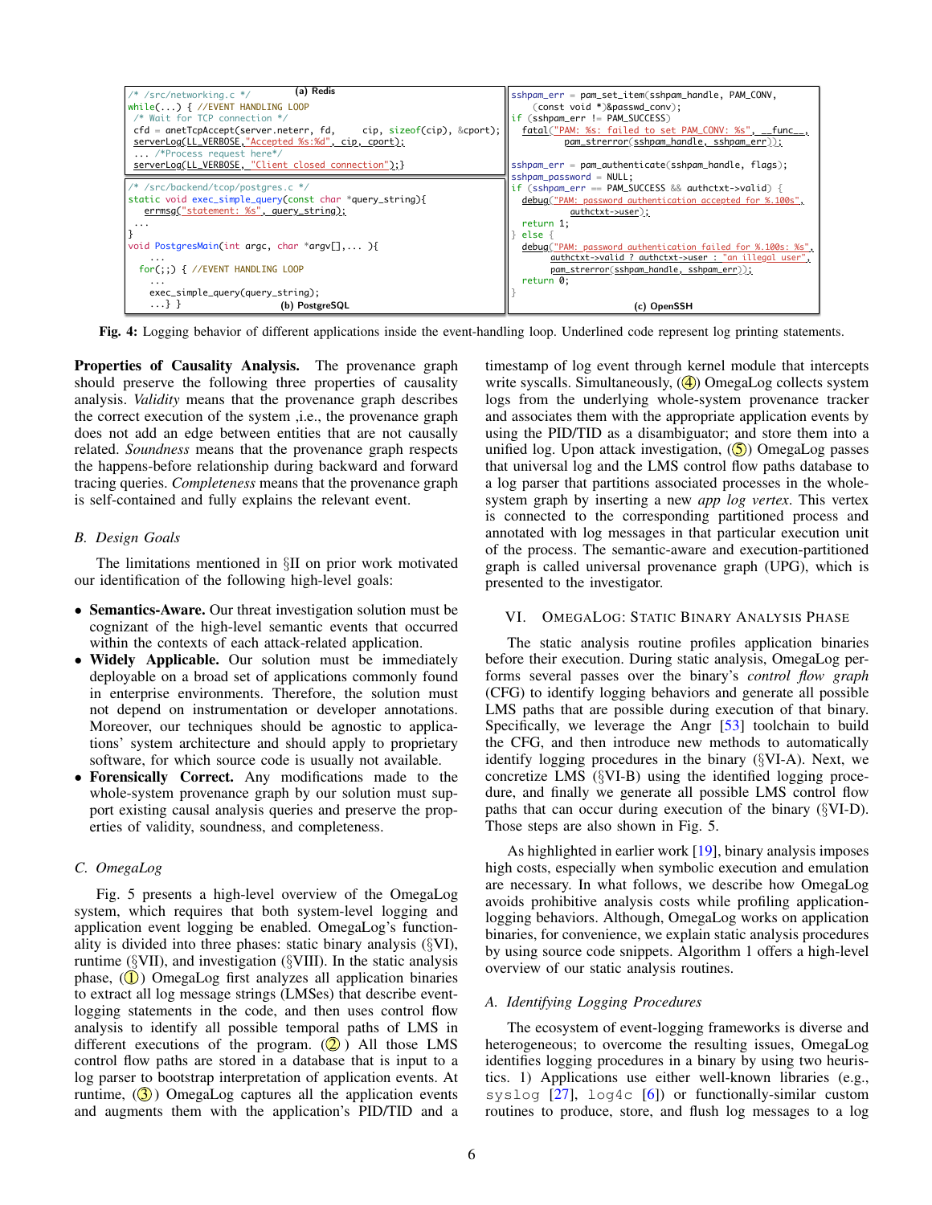```c
/* /src/networking.c */                                   (a) Redis
while(...) { //EVENT HANDLING LOOP
  /* Wait for TCP connection */
  cfd = anetTcpAccept(server.neterr, fd,     cip, sizeof(cip), &cport);
  serverLog(LL_VERBOSE,"Accepted %s:%d", cip, cport);
  ... /*Process request here*/
  serverLog(LL_VERBOSE, "Client closed connection");}
```

```c
/* /src/backend/tcop/postgres.c */
static void exec_simple_query(const char *query_string){
   errmsg("statement: %s", query_string);
 ...
}
void PostgresMain(int argc, char *argv[],... ){
    ...
  for(;;) { //EVENT HANDLING LOOP
    ...
    exec_simple_query(query_string);
    ...} }                                          (b) PostgreSQL
```

```c
sshpam_err = pam_set_item(sshpam_handle, PAM_CONV,
    (const void *)&passwd_conv);
if (sshpam_err != PAM_SUCCESS)
  fatal("PAM: %s: failed to set PAM_CONV: %s", __func__,
         pam_strerror(sshpam_handle, sshpam_err));

sshpam_err = pam_authenticate(sshpam_handle, flags);
sshpam_password = NULL;
if (sshpam_err == PAM_SUCCESS && authctxt->valid) {
  debug("PAM: password authentication accepted for %.100s",
         authctxt->user);
  return 1;
} else {
  debug("PAM: password authentication failed for %.100s: %s",
       authctxt->valid ? authctxt->user : "an illegal user",
       pam_strerror(sshpam_handle, sshpam_err));
  return 0;
}
                                                     (c) OpenSSH
```

**Fig. 4:** Logging behavior of different applications inside the event-handling loop. Underlined code represent log printing statements.

**Properties of Causality Analysis.** The provenance graph should preserve the following three properties of causality analysis. *Validity* means that the provenance graph describes the correct execution of the system ,i.e., the provenance graph does not add an edge between entities that are not causally related. *Soundness* means that the provenance graph respects the happens-before relationship during backward and forward tracing queries. *Completeness* means that the provenance graph is self-contained and fully explains the relevant event.

### B. Design Goals

The limitations mentioned in §II on prior work motivated our identification of the following high-level goals:

- **Semantics-Aware.** Our threat investigation solution must be cognizant of the high-level semantic events that occurred within the contexts of each attack-related application.
- **Widely Applicable.** Our solution must be immediately deployable on a broad set of applications commonly found in enterprise environments. Therefore, the solution must not depend on instrumentation or developer annotations. Moreover, our techniques should be agnostic to applications' system architecture and should apply to proprietary software, for which source code is usually not available.
- **Forensically Correct.** Any modifications made to the whole-system provenance graph by our solution must support existing causal analysis queries and preserve the properties of validity, soundness, and completeness.

### C. OmegaLog

Fig. 5 presents a high-level overview of the OmegaLog system, which requires that both system-level logging and application event logging be enabled. OmegaLog's functionality is divided into three phases: static binary analysis (§VI), runtime (§VII), and investigation (§VIII). In the static analysis phase, (1) OmegaLog first analyzes all application binaries to extract all log message strings (LMSes) that describe event-logging statements in the code, and then uses control flow analysis to identify all possible temporal paths of LMS in different executions of the program. (2) All those LMS control flow paths are stored in a database that is input to a log parser to bootstrap interpretation of application events. At runtime, (3) OmegaLog captures all the application events and augments them with the application's PID/TID and a timestamp of log event through kernel module that intercepts write syscalls. Simultaneously, (4) OmegaLog collects system logs from the underlying whole-system provenance tracker and associates them with the appropriate application events by using the PID/TID as a disambiguator; and store them into a unified log. Upon attack investigation, (5) OmegaLog passes that universal log and the LMS control flow paths database to a log parser that partitions associated processes in the whole-system graph by inserting a new *app log vertex*. This vertex is connected to the corresponding partitioned process and annotated with log messages in that particular execution unit of the process. The semantic-aware and execution-partitioned graph is called universal provenance graph (UPG), which is presented to the investigator.

## VI. OmegaLog: Static Binary Analysis Phase

The static analysis routine profiles application binaries before their execution. During static analysis, OmegaLog performs several passes over the binary's *control flow graph* (CFG) to identify logging behaviors and generate all possible LMS paths that are possible during execution of that binary. Specifically, we leverage the Angr [53] toolchain to build the CFG, and then introduce new methods to automatically identify logging procedures in the binary (§VI-A). Next, we concretize LMS (§VI-B) using the identified logging procedure, and finally we generate all possible LMS control flow paths that can occur during execution of the binary (§VI-D). Those steps are also shown in Fig. 5.

As highlighted in earlier work [19], binary analysis imposes high costs, especially when symbolic execution and emulation are necessary. In what follows, we describe how OmegaLog avoids prohibitive analysis costs while profiling application-logging behaviors. Although, OmegaLog works on application binaries, for convenience, we explain static analysis procedures by using source code snippets. Algorithm 1 offers a high-level overview of our static analysis routines.

### A. Identifying Logging Procedures

The ecosystem of event-logging frameworks is diverse and heterogeneous; to overcome the resulting issues, OmegaLog identifies logging procedures in a binary by using two heuristics. 1) Applications use either well-known libraries (e.g., `syslog` [27], `log4c` [6]) or functionally-similar custom routines to produce, store, and flush log messages to a log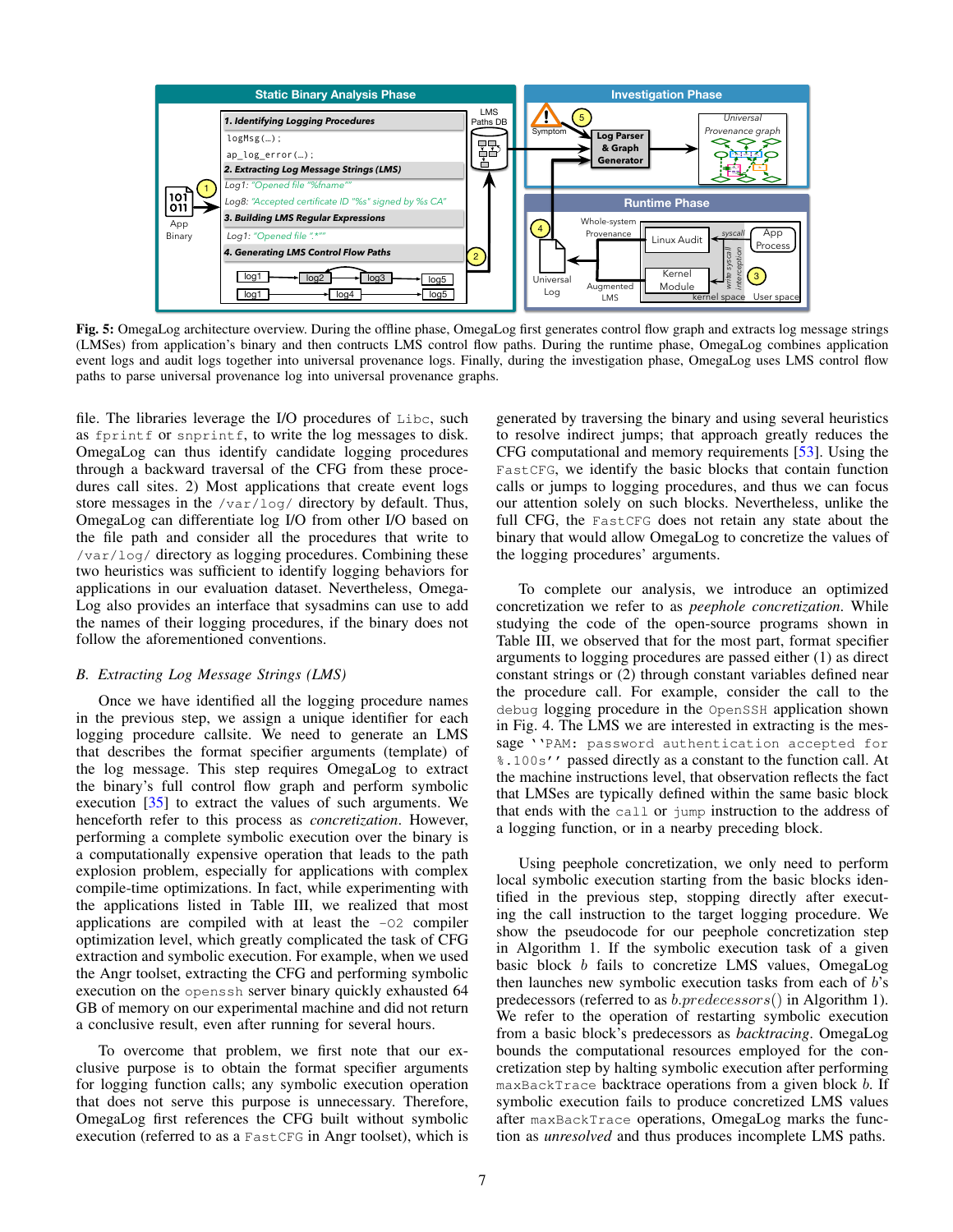Fig. 5: OmegaLog architecture overview. During the offline phase, OmegaLog first generates control flow graph and extracts log message strings (LMSes) from application's binary and then contructs LMS control flow paths. During the runtime phase, OmegaLog combines application event logs and audit logs together into universal provenance logs. Finally, during the investigation phase, OmegaLog uses LMS control flow paths to parse universal provenance log into universal provenance graphs.

file. The libraries leverage the I/O procedures of `Libc`, such as `fprintf` or `snprintf`, to write the log messages to disk. OmegaLog can thus identify candidate logging procedures through a backward traversal of the CFG from these procedures call sites. 2) Most applications that create event logs store messages in the `/var/log/` directory by default. Thus, OmegaLog can differentiate log I/O from other I/O based on the file path and consider all the procedures that write to `/var/log/` directory as logging procedures. Combining these two heuristics was sufficient to identify logging behaviors for applications in our evaluation dataset. Nevertheless, OmegaLog also provides an interface that sysadmins can use to add the names of their logging procedures, if the binary does not follow the aforementioned conventions.

### *B. Extracting Log Message Strings (LMS)*

Once we have identified all the logging procedure names in the previous step, we assign a unique identifier for each logging procedure callsite. We need to generate an LMS that describes the format specifier arguments (template) of the log message. This step requires OmegaLog to extract the binary's full control flow graph and perform symbolic execution [35] to extract the values of such arguments. We henceforth refer to this process as *concretization*. However, performing a complete symbolic execution over the binary is a computationally expensive operation that leads to the path explosion problem, especially for applications with complex compile-time optimizations. In fact, while experimenting with the applications listed in Table III, we realized that most applications are compiled with at least the `-O2` compiler optimization level, which greatly complicated the task of CFG extraction and symbolic execution. For example, when we used the Angr toolset, extracting the CFG and performing symbolic execution on the `openssh` server binary quickly exhausted 64 GB of memory on our experimental machine and did not return a conclusive result, even after running for several hours.

To overcome that problem, we first note that our exclusive purpose is to obtain the format specifier arguments for logging function calls; any symbolic execution operation that does not serve this purpose is unnecessary. Therefore, OmegaLog first references the CFG built without symbolic execution (referred to as a `FastCFG` in Angr toolset), which is generated by traversing the binary and using several heuristics to resolve indirect jumps; that approach greatly reduces the CFG computational and memory requirements [53]. Using the `FastCFG`, we identify the basic blocks that contain function calls or jumps to logging procedures, and thus we can focus our attention solely on such blocks. Nevertheless, unlike the full CFG, the `FastCFG` does not retain any state about the binary that would allow OmegaLog to concretize the values of the logging procedures' arguments.

To complete our analysis, we introduce an optimized concretization we refer to as *peephole concretization*. While studying the code of the open-source programs shown in Table III, we observed that for the most part, format specifier arguments to logging procedures are passed either (1) as direct constant strings or (2) through constant variables defined near the procedure call. For example, consider the call to the `debug` logging procedure in the `OpenSSH` application shown in Fig. 4. The LMS we are interested in extracting is the message `''PAM: password authentication accepted for %.100s''` passed directly as a constant to the function call. At the machine instructions level, that observation reflects the fact that LMSes are typically defined within the same basic block that ends with the `call` or `jump` instruction to the address of a logging function, or in a nearby preceding block.

Using peephole concretization, we only need to perform local symbolic execution starting from the basic blocks identified in the previous step, stopping directly after executing the call instruction to the target logging procedure. We show the pseudocode for our peephole concretization step in Algorithm 1. If the symbolic execution task of a given basic block $b$ fails to concretize LMS values, OmegaLog then launches new symbolic execution tasks from each of $b$'s predecessors (referred to as $b.predecessors()$ in Algorithm 1). We refer to the operation of restarting symbolic execution from a basic block's predecessors as *backtracking*. OmegaLog bounds the computational resources employed for the concretization step by halting symbolic execution after performing `maxBackTrace` backtrace operations from a given block $b$. If symbolic execution fails to produce concretized LMS values after `maxBackTrace` operations, OmegaLog marks the function as *unresolved* and thus produces incomplete LMS paths.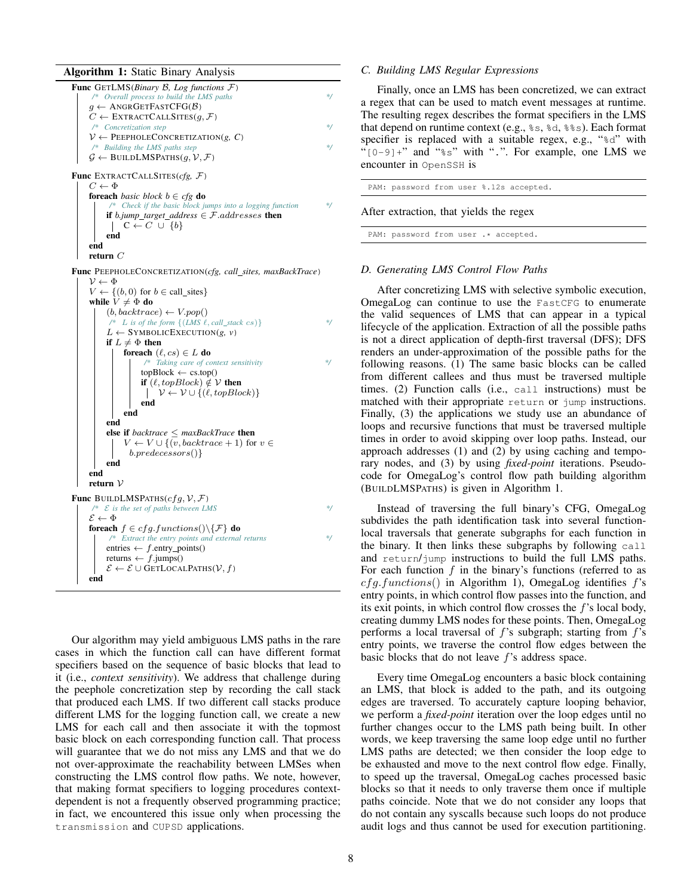**Algorithm 1:** Static Binary Analysis

```
Func GETLMS(Binary B, Log functions F)
    /* Overall process to build the LMS paths */
    g ← ANGRGETFASTCFG(B)
    C ← EXTRACTCALLSITES(g, F)
    /* Concretization step */
    V ← PEEPHOLECONCRETIZATION(g, C)
    /* Building the LMS paths step */
    G ← BUILDLMSPATHS(g, V, F)

Func EXTRACTCALLSITES(cfg, F)
    C ← Φ
    foreach basic block b ∈ cfg do
        /* Check if the basic block jumps into a logging function */
        if b.jump_target_address ∈ F.addresses then
            C ← C ∪ {b}
        end
    end
    return C

Func PEEPHOLECONCRETIZATION(cfg, call_sites, maxBackTrace)
    V ← Φ
    V ← {(b, 0) for b ∈ call_sites}
    while V ≠ Φ do
        (b, backtrace) ← V.pop()
        /* L is of the form {(LMS ℓ, call_stack cs)} */
        L ← SYMBOLICEXECUTION(g, v)
        if L ≠ Φ then
            foreach (ℓ, cs) ∈ L do
                /* Taking care of context sensitivity */
                topBlock ← cs.top()
                if (ℓ, topBlock) ∉ V then
                    V ← V ∪ {(ℓ, topBlock)}
                end
            end
        end
        else if backtrace ≤ maxBackTrace then
            V ← V ∪ {(v, backtrace + 1) for v ∈ b.predecessors()}
        end
    end
    return V

Func BUILDLMSPATHS(cfg, V, F)
    /* E is the set of paths between LMS */
    E ← Φ
    foreach f ∈ cfg.functions()\{F} do
        /* Extract the entry points and external returns */
        entries ← f.entry_points()
        returns ← f.jumps()
        E ← E ∪ GETLOCALPATHS(V, f)
    end
```

Our algorithm may yield ambiguous LMS paths in the rare cases in which the function call can have different format specifiers based on the sequence of basic blocks that lead to it (i.e., *context sensitivity*). We address that challenge during the peephole concretization step by recording the call stack that produced each LMS. If two different call stacks produce different LMS for the logging function call, we create a new LMS for each call and then associate it with the topmost basic block on each corresponding function call. That process will guarantee that we do not miss any LMS and that we do not over-approximate the reachability between LMSes when constructing the LMS control flow paths. We note, however, that making format specifiers to logging procedures context-dependent is not a frequently observed programming practice; in fact, we encountered this issue only when processing the `transmission` and `CUPSD` applications.

### C. Building LMS Regular Expressions

Finally, once an LMS has been concretized, we can extract a regex that can be used to match event messages at runtime. The resulting regex describes the format specifiers in the LMS that depend on runtime context (e.g., `%s`, `%d`, `%%s`). Each format specifier is replaced with a suitable regex, e.g., "`%d`" with "`[0-9]+`" and "`%s`" with "`.`". For example, one LMS we encounter in `OpenSSH` is

```
PAM: password from user %.12s accepted.
```

After extraction, that yields the regex

```
PAM: password from user .* accepted.
```

### D. Generating LMS Control Flow Paths

After concretizing LMS with selective symbolic execution, OmegaLog can continue to use the `FastCFG` to enumerate the valid sequences of LMS that can appear in a typical lifecycle of the application. Extraction of all the possible paths is not a direct application of depth-first traversal (DFS); DFS renders an under-approximation of the possible paths for the following reasons. (1) The same basic blocks can be called from different callees and thus must be traversed multiple times. (2) Function calls (i.e., `call` instructions) must be matched with their appropriate `return` or `jump` instructions. Finally, (3) the applications we study use an abundance of loops and recursive functions that must be traversed multiple times in order to avoid skipping over loop paths. Instead, our approach addresses (1) and (2) by using caching and temporary nodes, and (3) by using *fixed-point* iterations. Pseudo-code for OmegaLog's control flow path building algorithm (BUILDLMSPATHS) is given in Algorithm 1.

Instead of traversing the full binary's CFG, OmegaLog subdivides the path identification task into several function-local traversals that generate subgraphs for each function in the binary. It then links these subgraphs by following `call` and `return`/`jump` instructions to build the full LMS paths. For each function $f$ in the binary's functions (referred to as $cfg.functions()$ in Algorithm 1), OmegaLog identifies $f$'s entry points, in which control flow passes into the function, and its exit points, in which control flow crosses the $f$'s local body, creating dummy LMS nodes for these points. Then, OmegaLog performs a local traversal of $f$'s subgraph; starting from $f$'s entry points, we traverse the control flow edges between the basic blocks that do not leave $f$'s address space.

Every time OmegaLog encounters a basic block containing an LMS, that block is added to the path, and its outgoing edges are traversed. To accurately capture looping behavior, we perform a *fixed-point* iteration over the loop edges until no further changes occur to the LMS path being built. In other words, we keep traversing the same loop edge until no further LMS paths are detected; we then consider the loop edge to be exhausted and move to the next control flow edge. Finally, to speed up the traversal, OmegaLog caches processed basic blocks so that it needs to only traverse them once if multiple paths coincide. Note that we do not consider any loops that do not contain any syscalls because such loops do not produce audit logs and thus cannot be used for execution partitioning.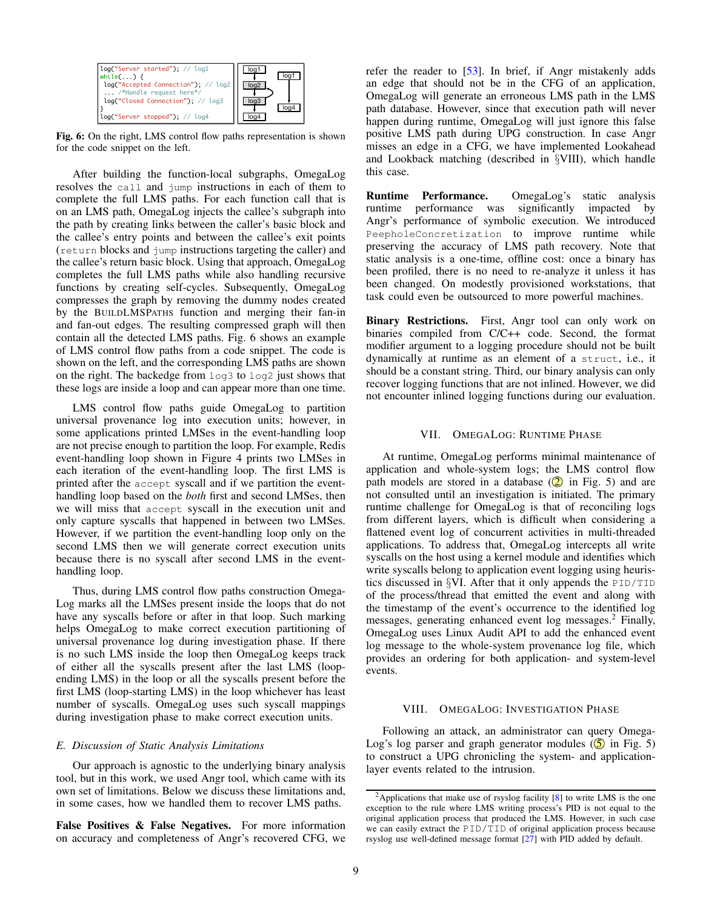```
log("Server started"); // log1
while(...) {
 log("Accepted Connection"); // log2
 ... /*Handle request here*/
 log("Closed Connection"); // log3
}
log("Server stopped"); // log4
```

**Fig. 6:** On the right, LMS control flow paths representation is shown for the code snippet on the left.

After building the function-local subgraphs, OmegaLog resolves the `call` and `jump` instructions in each of them to complete the full LMS paths. For each function call that is on an LMS path, OmegaLog injects the callee's subgraph into the path by creating links between the caller's basic block and the callee's entry points and between the callee's exit points (`return` blocks and `jump` instructions targeting the caller) and the callee's return basic block. Using that approach, OmegaLog completes the full LMS paths while also handling recursive functions by creating self-cycles. Subsequently, OmegaLog compresses the graph by removing the dummy nodes created by the BUILDLMSPATHS function and merging their fan-in and fan-out edges. The resulting compressed graph will then contain all the detected LMS paths. Fig. 6 shows an example of LMS control flow paths from a code snippet. The code is shown on the left, and the corresponding LMS paths are shown on the right. The backedge from `log3` to `log2` just shows that these logs are inside a loop and can appear more than one time.

LMS control flow paths guide OmegaLog to partition universal provenance log into execution units; however, in some applications printed LMSes in the event-handling loop are not precise enough to partition the loop. For example, Redis event-handling loop shown in Figure 4 prints two LMSes in each iteration of the event-handling loop. The first LMS is printed after the `accept` syscall and if we partition the event-handling loop based on the *both* first and second LMSes, then we will miss that `accept` syscall in the execution unit and only capture syscalls that happened in between two LMSes. However, if we partition the event-handling loop only on the second LMS then we will generate correct execution units because there is no syscall after second LMS in the event-handling loop.

Thus, during LMS control flow paths construction OmegaLog marks all the LMSes present inside the loops that do not have any syscalls before or after in that loop. Such marking helps OmegaLog to make correct execution partitioning of universal provenance log during investigation phase. If there is no such LMS inside the loop then OmegaLog keeps track of either all the syscalls present after the last LMS (loop-ending LMS) in the loop or all the syscalls present before the first LMS (loop-starting LMS) in the loop whichever has least number of syscalls. OmegaLog uses such syscall mappings during investigation phase to make correct execution units.

### E. Discussion of Static Analysis Limitations

Our approach is agnostic to the underlying binary analysis tool, but in this work, we used Angr tool, which came with its own set of limitations. Below we discuss these limitations and, in some cases, how we handled them to recover LMS paths.

**False Positives & False Negatives.** For more information on accuracy and completeness of Angr's recovered CFG, we refer the reader to [53]. In brief, if Angr mistakenly adds an edge that should not be in the CFG of an application, OmegaLog will generate an erroneous LMS path in the LMS path database. However, since that execution path will never happen during runtime, OmegaLog will just ignore this false positive LMS path during UPG construction. In case Angr misses an edge in a CFG, we have implemented Lookahead and Lookback matching (described in §VIII), which handle this case.

**Runtime Performance.** OmegaLog's static analysis runtime performance was significantly impacted by Angr's performance of symbolic execution. We introduced `PeepholeConcretization` to improve runtime while preserving the accuracy of LMS path recovery. Note that static analysis is a one-time, offline cost: once a binary has been profiled, there is no need to re-analyze it unless it has been changed. On modestly provisioned workstations, that task could even be outsourced to more powerful machines.

**Binary Restrictions.** First, Angr tool can only work on binaries compiled from C/C++ code. Second, the format modifier argument to a logging procedure should not be built dynamically at runtime as an element of a `struct`, i.e., it should be a constant string. Third, our binary analysis can only recover logging functions that are not inlined. However, we did not encounter inlined logging functions during our evaluation.

## VII. OmegaLog: Runtime Phase

At runtime, OmegaLog performs minimal maintenance of application and whole-system logs; the LMS control flow path models are stored in a database (② in Fig. 5) and are not consulted until an investigation is initiated. The primary runtime challenge for OmegaLog is that of reconciling logs from different layers, which is difficult when considering a flattened event log of concurrent activities in multi-threaded applications. To address that, OmegaLog intercepts all write syscalls on the host using a kernel module and identifies which write syscalls belong to application event logging using heuristics discussed in §VI. After that it only appends the `PID/TID` of the process/thread that emitted the event and along with the timestamp of the event's occurrence to the identified log messages, generating enhanced event log messages.[2] Finally, OmegaLog uses Linux Audit API to add the enhanced event log message to the whole-system provenance log file, which provides an ordering for both application- and system-level events.

## VIII. OmegaLog: Investigation Phase

Following an attack, an administrator can query OmegaLog's log parser and graph generator modules (⑤ in Fig. 5) to construct a UPG chronicling the system- and application-layer events related to the intrusion.

[2] Applications that make use of rsyslog facility [8] to write LMS is the one exception to the rule where LMS writing process's PID is not equal to the original application process that produced the LMS. However, in such case we can easily extract the `PID/TID` of original application process because rsyslog use well-defined message format [27] with PID added by default.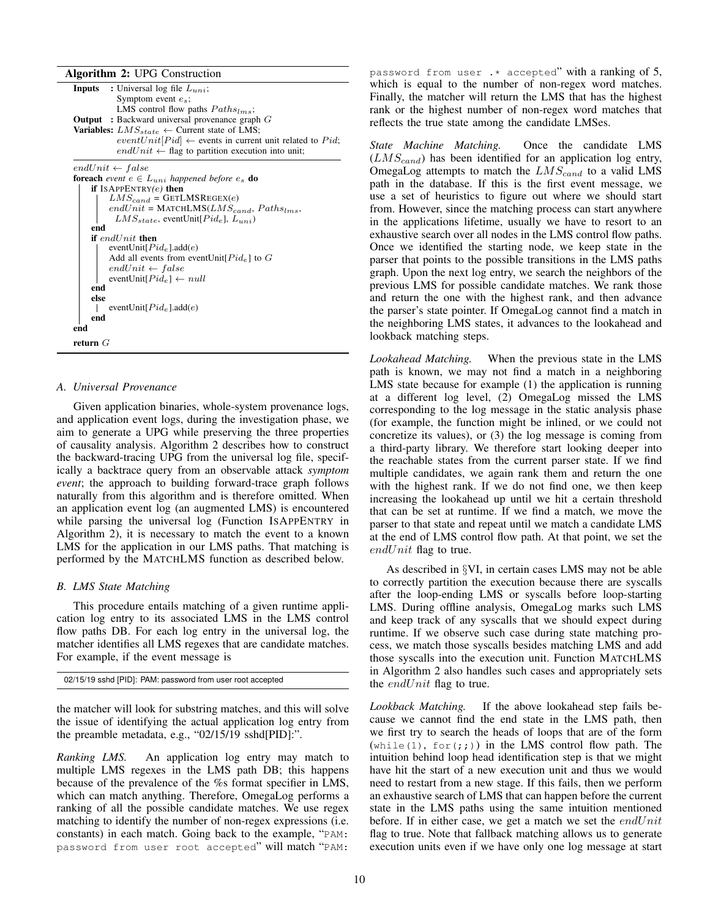**Algorithm 2:** UPG Construction

```
Inputs    : Universal log file L_uni;
            Symptom event e_s;
            LMS control flow paths Paths_lms;
Output    : Backward universal provenance graph G
Variables: LMS_state ← Current state of LMS;
           eventUnit[Pid] ← events in current unit related to Pid;
           endUnit ← flag to partition execution into unit;

endUnit ← false
foreach event e ∈ L_uni happened before e_s do
    if IsAppEntry(e) then
        LMS_cand = GetLMSRegex(e)
        endUnit = MatchLMS(LMS_cand, Paths_lms,
          LMS_state, eventUnit[Pid_e], L_uni)
    end
    if endUnit then
        eventUnit[Pid_e].add(e)
        Add all events from eventUnit[Pid_e] to G
        endUnit ← false
        eventUnit[Pid_e] ← null
    end
    else
        eventUnit[Pid_e].add(e)
    end
end
return G
```

### A. Universal Provenance

Given application binaries, whole-system provenance logs, and application event logs, during the investigation phase, we aim to generate a UPG while preserving the three properties of causality analysis. Algorithm 2 describes how to construct the backward-tracing UPG from the universal log file, specifically a backtrace query from an observable attack *symptom event*; the approach to building forward-trace graph follows naturally from this algorithm and is therefore omitted. When an application event log (an augmented LMS) is encountered while parsing the universal log (Function IsAppEntry in Algorithm 2), it is necessary to match the event to a known LMS for the application in our LMS paths. That matching is performed by the MatchLMS function as described below.

### B. LMS State Matching

This procedure entails matching of a given runtime application log entry to its associated LMS in the LMS control flow paths DB. For each log entry in the universal log, the matcher identifies all LMS regexes that are candidate matches. For example, if the event message is

```
02/15/19 sshd [PID]: PAM: password from user root accepted
```

the matcher will look for substring matches, and this will solve the issue of identifying the actual application log entry from the preamble metadata, e.g., "02/15/19 sshd[PID]:".

*Ranking LMS.* An application log entry may match to multiple LMS regexes in the LMS path DB; this happens because of the prevalence of the %s format specifier in LMS, which can match anything. Therefore, OmegaLog performs a ranking of all the possible candidate matches. We use regex matching to identify the number of non-regex expressions (i.e. constants) in each match. Going back to the example, "`PAM: password from user root accepted`" will match "`PAM: password from user .* accepted`" with a ranking of 5, which is equal to the number of non-regex word matches. Finally, the matcher will return the LMS that has the highest rank or the highest number of non-regex word matches that reflects the true state among the candidate LMSes.

*State Machine Matching.* Once the candidate LMS ($LMS_{cand}$) has been identified for an application log entry, OmegaLog attempts to match the $LMS_{cand}$ to a valid LMS path in the database. If this is the first event message, we use a set of heuristics to figure out where we should start from. However, since the matching process can start anywhere in the applications lifetime, usually we have to resort to an exhaustive search over all nodes in the LMS control flow paths. Once we identified the starting node, we keep state in the parser that points to the possible transitions in the LMS paths graph. Upon the next log entry, we search the neighbors of the previous LMS for possible candidate matches. We rank those and return the one with the highest rank, and then advance the parser's state pointer. If OmegaLog cannot find a match in the neighboring LMS states, it advances to the lookahead and lookback matching steps.

*Lookahead Matching.* When the previous state in the LMS path is known, we may not find a match in a neighboring LMS state because for example (1) the application is running at a different log level, (2) OmegaLog missed the LMS corresponding to the log message in the static analysis phase (for example, the function might be inlined, or we could not concretize its values), or (3) the log message is coming from a third-party library. We therefore start looking deeper into the reachable states from the current parser state. If we find multiple candidates, we again rank them and return the one with the highest rank. If we do not find one, we then keep increasing the lookahead up until we hit a certain threshold that can be set at runtime. If we find a match, we move the parser to that state and repeat until we match a candidate LMS at the end of LMS control flow path. At that point, we set the $endUnit$ flag to true.

As described in §VI, in certain cases LMS may not be able to correctly partition the execution because there are syscalls after the loop-ending LMS or syscalls before loop-starting LMS. During offline analysis, OmegaLog marks such LMS and keep track of any syscalls that we should expect during runtime. If we observe such case during state matching process, we match those syscalls besides matching LMS and add those syscalls into the execution unit. Function MatchLMS in Algorithm 2 also handles such cases and appropriately sets the $endUnit$ flag to true.

*Lookback Matching.* If the above lookahead step fails because we cannot find the end state in the LMS path, then we first try to search the heads of loops that are of the form (`while(1)`, `for(;;)`) in the LMS control flow path. The intuition behind loop head identification step is that we might have hit the start of a new execution unit and thus we would need to restart from a new stage. If this fails, then we perform an exhaustive search of LMS that can happen before the current state in the LMS paths using the same intuition mentioned before. If in either case, we get a match we set the $endUnit$ flag to true. Note that fallback matching allows us to generate execution units even if we have only one log message at start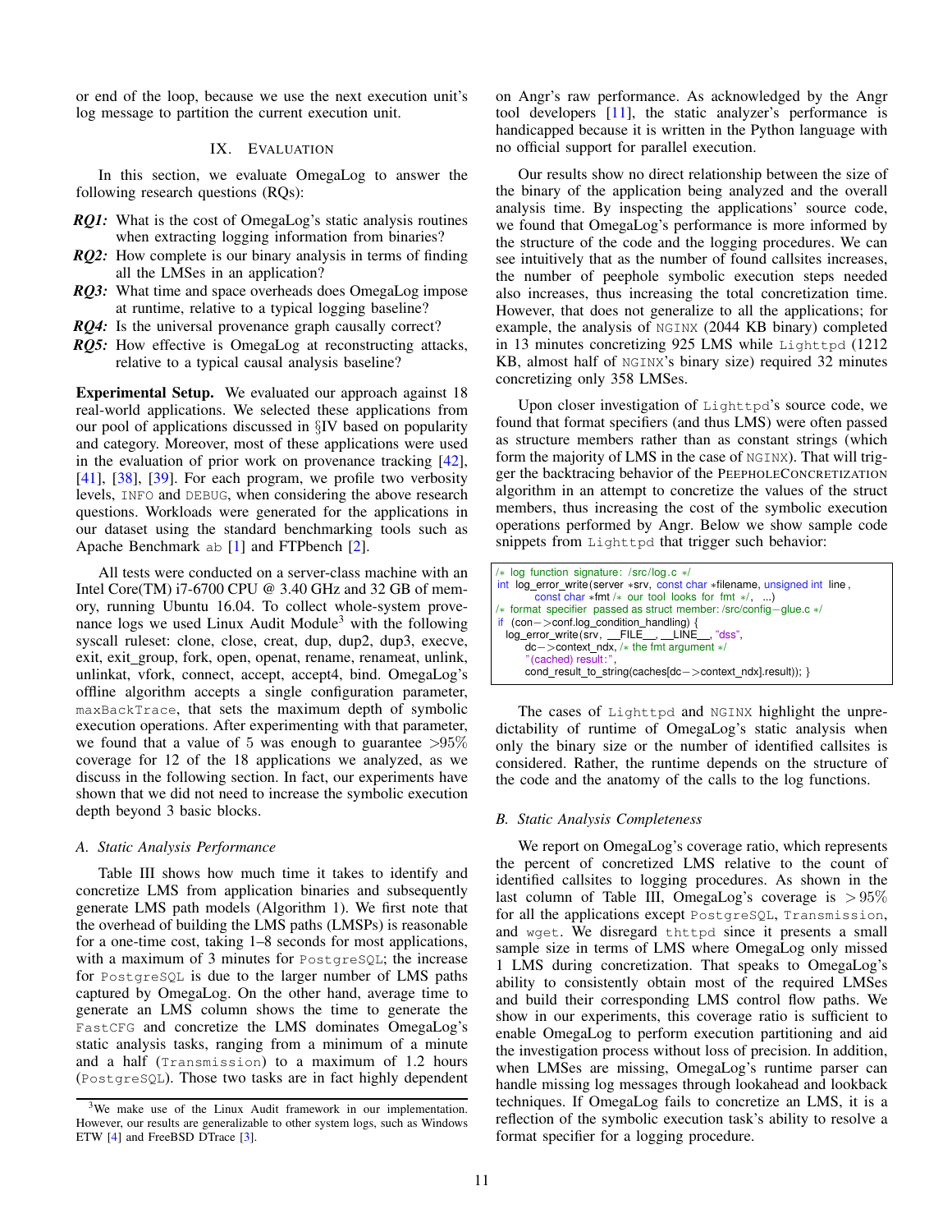or end of the loop, because we use the next execution unit's log message to partition the current execution unit.

# IX. Evaluation

In this section, we evaluate OmegaLog to answer the following research questions (RQs):

- ***RQ1:*** What is the cost of OmegaLog's static analysis routines when extracting logging information from binaries?
- ***RQ2:*** How complete is our binary analysis in terms of finding all the LMSes in an application?
- ***RQ3:*** What time and space overheads does OmegaLog impose at runtime, relative to a typical logging baseline?
- ***RQ4:*** Is the universal provenance graph causally correct?
- ***RQ5:*** How effective is OmegaLog at reconstructing attacks, relative to a typical causal analysis baseline?

**Experimental Setup.** We evaluated our approach against 18 real-world applications. We selected these applications from our pool of applications discussed in §IV based on popularity and category. Moreover, most of these applications were used in the evaluation of prior work on provenance tracking [42], [41], [38], [39]. For each program, we profile two verbosity levels, `INFO` and `DEBUG`, when considering the above research questions. Workloads were generated for the applications in our dataset using the standard benchmarking tools such as Apache Benchmark `ab` [1] and FTPbench [2].

All tests were conducted on a server-class machine with an Intel Core(TM) i7-6700 CPU @ 3.40 GHz and 32 GB of memory, running Ubuntu 16.04. To collect whole-system provenance logs we used Linux Audit Module[3] with the following syscall ruleset: clone, close, creat, dup, dup2, dup3, execve, exit, exit_group, fork, open, openat, rename, renameat, unlink, unlinkat, vfork, connect, accept, accept4, bind. OmegaLog's offline algorithm accepts a single configuration parameter, `maxBackTrace`, that sets the maximum depth of symbolic execution operations. After experimenting with that parameter, we found that a value of 5 was enough to guarantee $>95\%$ coverage for 12 of the 18 applications we analyzed, as we discuss in the following section. In fact, our experiments have shown that we did not need to increase the symbolic execution depth beyond 3 basic blocks.

## A. Static Analysis Performance

Table III shows how much time it takes to identify and concretize LMS from application binaries and subsequently generate LMS path models (Algorithm 1). We first note that the overhead of building the LMS paths (LMSPs) is reasonable for a one-time cost, taking 1–8 seconds for most applications, with a maximum of 3 minutes for `PostgreSQL`; the increase for `PostgreSQL` is due to the larger number of LMS paths captured by OmegaLog. On the other hand, average time to generate an LMS column shows the time to generate the `FastCFG` and concretize the LMS dominates OmegaLog's static analysis tasks, ranging from a minimum of a minute and a half (`Transmission`) to a maximum of 1.2 hours (`PostgreSQL`). Those two tasks are in fact highly dependent on Angr's raw performance. As acknowledged by the Angr tool developers [11], the static analyzer's performance is handicapped because it is written in the Python language with no official support for parallel execution.

Our results show no direct relationship between the size of the binary of the application being analyzed and the overall analysis time. By inspecting the applications' source code, we found that OmegaLog's performance is more informed by the structure of the code and the logging procedures. We can see intuitively that as the number of found callsites increases, the number of peephole symbolic execution steps needed also increases, thus increasing the total concretization time. However, that does not generalize to all the applications; for example, the analysis of `NGINX` (2044 KB binary) completed in 13 minutes concretizing 925 LMS while `Lighttpd` (1212 KB, almost half of `NGINX`'s binary size) required 32 minutes concretizing only 358 LMSes.

Upon closer investigation of `Lighttpd`'s source code, we found that format specifiers (and thus LMS) were often passed as structure members rather than as constant strings (which form the majority of LMS in the case of `NGINX`). That will trigger the backtracing behavior of the PeepholeConcretization algorithm in an attempt to concretize the values of the struct members, thus increasing the cost of the symbolic execution operations performed by Angr. Below we show sample code snippets from `Lighttpd` that trigger such behavior:

```
/* log function signature: /src/log.c */
int log_error_write(server *srv, const char *filename, unsigned int line,
        const char *fmt /* our tool looks for fmt */, ...)
/* format specifier passed as struct member: /src/config-glue.c */
if (con->conf.log_condition_handling) {
  log_error_write(srv, __FILE__, __LINE__, "dss",
      dc->context_ndx, /* the fmt argument */
      "(cached) result:",
      cond_result_to_string(caches[dc->context_ndx].result)); }
```

The cases of `Lighttpd` and `NGINX` highlight the unpredictability of runtime of OmegaLog's static analysis when only the binary size or the number of identified callsites is considered. Rather, the runtime depends on the structure of the code and the anatomy of the calls to the log functions.

## B. Static Analysis Completeness

We report on OmegaLog's coverage ratio, which represents the percent of concretized LMS relative to the count of identified callsites to logging procedures. As shown in the last column of Table III, OmegaLog's coverage is $>95\%$ for all the applications except `PostgreSQL`, `Transmission`, and `wget`. We disregard `thttpd` since it presents a small sample size in terms of LMS where OmegaLog only missed 1 LMS during concretization. That speaks to OmegaLog's ability to consistently obtain most of the required LMSes and build their corresponding LMS control flow paths. We show in our experiments, this coverage ratio is sufficient to enable OmegaLog to perform execution partitioning and aid the investigation process without loss of precision. In addition, when LMSes are missing, OmegaLog's runtime parser can handle missing log messages through lookahead and lookback techniques. If OmegaLog fails to concretize an LMS, it is a reflection of the symbolic execution task's ability to resolve a format specifier for a logging procedure.

---

[3] We make use of the Linux Audit framework in our implementation. However, our results are generalizable to other system logs, such as Windows ETW [4] and FreeBSD DTrace [3].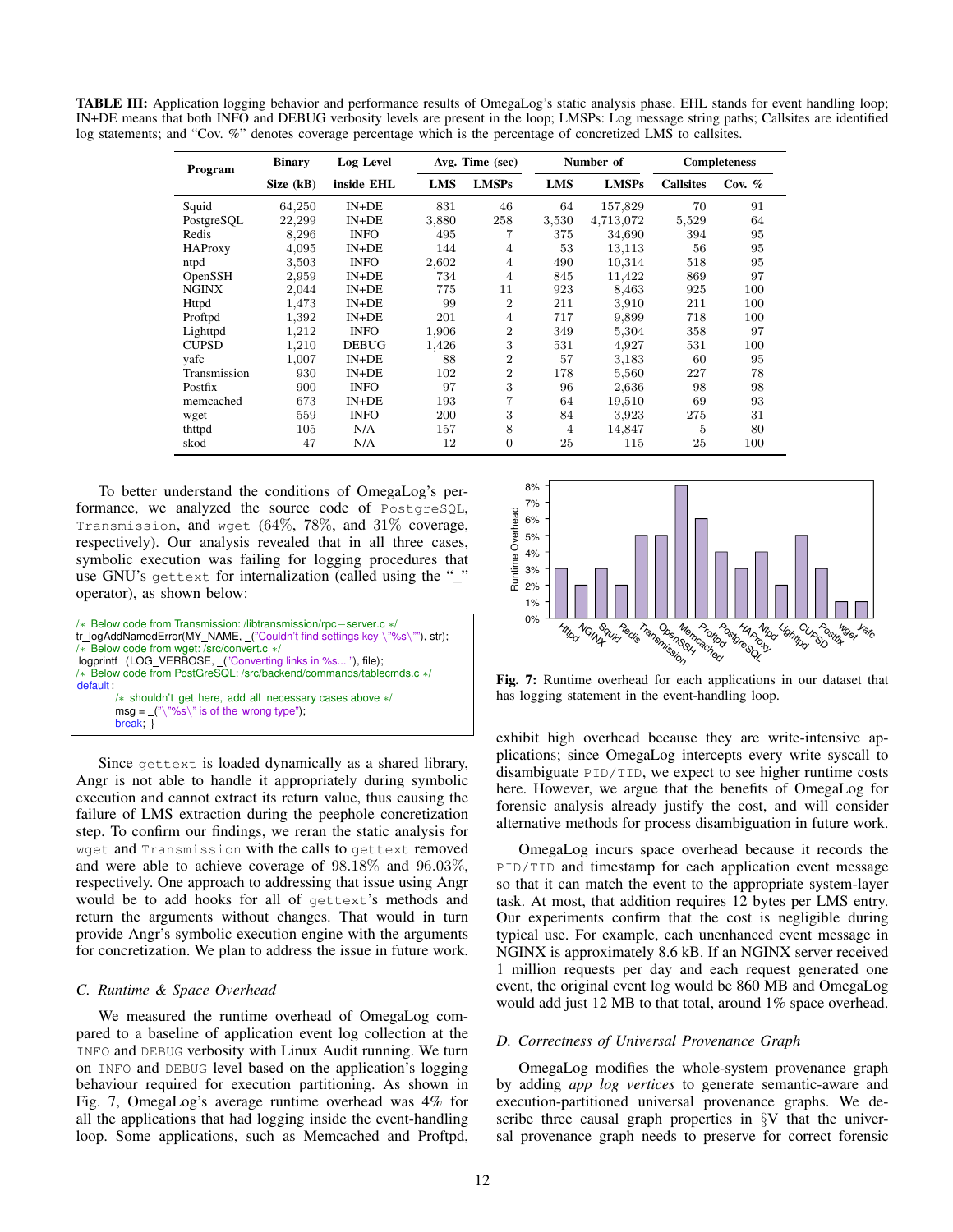**TABLE III:** Application logging behavior and performance results of OmegaLog's static analysis phase. EHL stands for event handling loop; IN+DE means that both INFO and DEBUG verbosity levels are present in the loop; LMSPs: Log message string paths; Callsites are identified log statements; and "Cov. %" denotes coverage percentage which is the percentage of concretized LMS to callsites.

| Program | Binary | Log Level | Avg. Time (sec) | | Number of | | Completeness | |
|---|---|---|---|---|---|---|---|---|
| | Size (kB) | inside EHL | LMS | LMSPs | LMS | LMSPs | Callsites | Cov. % |
| Squid | 64,250 | IN+DE | 831 | 46 | 64 | 157,829 | 70 | 91 |
| PostgreSQL | 22,299 | IN+DE | 3,880 | 258 | 3,530 | 4,713,072 | 5,529 | 64 |
| Redis | 8,296 | INFO | 495 | 7 | 375 | 34,690 | 394 | 95 |
| HAProxy | 4,095 | IN+DE | 144 | 4 | 53 | 13,113 | 56 | 95 |
| ntpd | 3,503 | INFO | 2,602 | 4 | 490 | 10,314 | 518 | 95 |
| OpenSSH | 2,959 | IN+DE | 734 | 4 | 845 | 11,422 | 869 | 97 |
| NGINX | 2,044 | IN+DE | 775 | 11 | 923 | 8,463 | 925 | 100 |
| Httpd | 1,473 | IN+DE | 99 | 2 | 211 | 3,910 | 211 | 100 |
| Proftpd | 1,392 | IN+DE | 201 | 4 | 717 | 9,899 | 718 | 100 |
| Lighttpd | 1,212 | INFO | 1,906 | 2 | 349 | 5,304 | 358 | 97 |
| CUPSD | 1,210 | DEBUG | 1,426 | 3 | 531 | 4,927 | 531 | 100 |
| yafc | 1,007 | IN+DE | 88 | 2 | 57 | 3,183 | 60 | 95 |
| Transmission | 930 | IN+DE | 102 | 2 | 178 | 5,560 | 227 | 78 |
| Postfix | 900 | INFO | 97 | 3 | 96 | 2,636 | 98 | 98 |
| memcached | 673 | IN+DE | 193 | 7 | 64 | 19,510 | 69 | 93 |
| wget | 559 | INFO | 200 | 3 | 84 | 3,923 | 275 | 31 |
| thttpd | 105 | N/A | 157 | 8 | 4 | 14,847 | 5 | 80 |
| skod | 47 | N/A | 12 | 0 | 25 | 115 | 25 | 100 |

To better understand the conditions of OmegaLog's performance, we analyzed the source code of PostgreSQL, Transmission, and wget (64%, 78%, and 31% coverage, respectively). Our analysis revealed that in all three cases, symbolic execution was failing for logging procedures that use GNU's gettext for internalization (called using the "_" operator), as shown below:

```
/* Below code from Transmission: /libtransmission/rpc-server.c */
tr_logAddNamedError(MY_NAME, _("Couldn't find settings key \"%s\""), str);
/* Below code from wget: /src/convert.c */
logprintf (LOG_VERBOSE, _("Converting links in %s... "), file);
/* Below code from PostGreSQL: /src/backend/commands/tablecmds.c */
default:
        /* shouldn't get here, add all necessary cases above */
        msg = _("\"%s\" is of the wrong type");
        break; }
```

Since gettext is loaded dynamically as a shared library, Angr is not able to handle it appropriately during symbolic execution and cannot extract its return value, thus causing the failure of LMS extraction during the peephole concretization step. To confirm our findings, we reran the static analysis for wget and Transmission with the calls to gettext removed and were able to achieve coverage of 98.18% and 96.03%, respectively. One approach to addressing that issue using Angr would be to add hooks for all of gettext's methods and return the arguments without changes. That would in turn provide Angr's symbolic execution engine with the arguments for concretization. We plan to address the issue in future work.

### *C. Runtime & Space Overhead*

We measured the runtime overhead of OmegaLog compared to a baseline of application event log collection at the INFO and DEBUG verbosity with Linux Audit running. We turn on INFO and DEBUG level based on the application's logging behaviour required for execution partitioning. As shown in Fig. 7, OmegaLog's average runtime overhead was 4% for all the applications that had logging inside the event-handling loop. Some applications, such as Memcached and Proftpd, exhibit high overhead because they are write-intensive applications; since OmegaLog intercepts every write syscall to disambiguate PID/TID, we expect to see higher runtime costs here. However, we argue that the benefits of OmegaLog for forensic analysis already justify the cost, and will consider alternative methods for process disambiguation in future work.

**Fig. 7:** Runtime overhead for each applications in our dataset that has logging statement in the event-handling loop.

OmegaLog incurs space overhead because it records the PID/TID and timestamp for each application event message so that it can match the event to the appropriate system-layer task. At most, that addition requires 12 bytes per LMS entry. Our experiments confirm that the cost is negligible during typical use. For example, each unenhanced event message in NGINX is approximately 8.6 kB. If an NGINX server received 1 million requests per day and each request generated one event, the original event log would be 860 MB and OmegaLog would add just 12 MB to that total, around 1% space overhead.

### *D. Correctness of Universal Provenance Graph*

OmegaLog modifies the whole-system provenance graph by adding *app log vertices* to generate semantic-aware and execution-partitioned universal provenance graphs. We describe three causal graph properties in §V that the universal provenance graph needs to preserve for correct forensic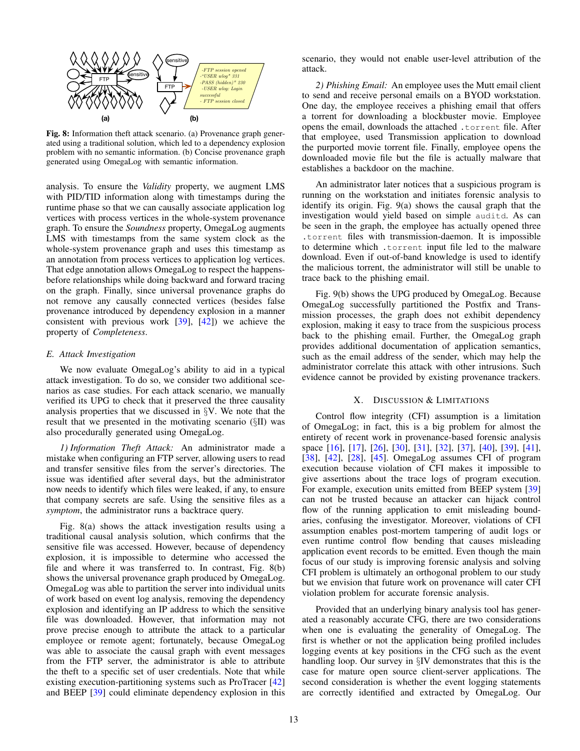Fig. 8: Information theft attack scenario. (a) Provenance graph generated using a traditional solution, which led to a dependency explosion problem with no semantic information. (b) Concise provenance graph generated using OmegaLog with semantic information.

analysis. To ensure the *Validity* property, we augment LMS with PID/TID information along with timestamps during the runtime phase so that we can causally associate application log vertices with process vertices in the whole-system provenance graph. To ensure the *Soundness* property, OmegaLog augments LMS with timestamps from the same system clock as the whole-system provenance graph and uses this timestamp as an annotation from process vertices to application log vertices. That edge annotation allows OmegaLog to respect the happens-before relationships while doing backward and forward tracing on the graph. Finally, since universal provenance graphs do not remove any causally connected vertices (besides false provenance introduced by dependency explosion in a manner consistent with previous work [39], [42]) we achieve the property of *Completeness*.

### E. Attack Investigation

We now evaluate OmegaLog's ability to aid in a typical attack investigation. To do so, we consider two additional scenarios as case studies. For each attack scenario, we manually verified its UPG to check that it preserved the three causality analysis properties that we discussed in §V. We note that the result that we presented in the motivating scenario (§II) was also procedurally generated using OmegaLog.

*1) Information Theft Attack:* An administrator made a mistake when configuring an FTP server, allowing users to read and transfer sensitive files from the server's directories. The issue was identified after several days, but the administrator now needs to identify which files were leaked, if any, to ensure that company secrets are safe. Using the sensitive files as a *symptom*, the administrator runs a backtrace query.

Fig. 8(a) shows the attack investigation results using a traditional causal analysis solution, which confirms that the sensitive file was accessed. However, because of dependency explosion, it is impossible to determine who accessed the file and where it was transferred to. In contrast, Fig. 8(b) shows the universal provenance graph produced by OmegaLog. OmegaLog was able to partition the server into individual units of work based on event log analysis, removing the dependency explosion and identifying an IP address to which the sensitive file was downloaded. However, that information may not prove precise enough to attribute the attack to a particular employee or remote agent; fortunately, because OmegaLog was able to associate the causal graph with event messages from the FTP server, the administrator is able to attribute the theft to a specific set of user credentials. Note that while existing execution-partitioning systems such as ProTracer [42] and BEEP [39] could eliminate dependency explosion in this scenario, they would not enable user-level attribution of the attack.

*2) Phishing Email:* An employee uses the Mutt email client to send and receive personal emails on a BYOD workstation. One day, the employee receives a phishing email that offers a torrent for downloading a blockbuster movie. Employee opens the email, downloads the attached `.torrent` file. After that employee, used Transmission application to download the purported movie torrent file. Finally, employee opens the downloaded movie file but the file is actually malware that establishes a backdoor on the machine.

An administrator later notices that a suspicious program is running on the workstation and initiates forensic analysis to identify its origin. Fig. 9(a) shows the causal graph that the investigation would yield based on simple `auditd`. As can be seen in the graph, the employee has actually opened three `.torrent` files with transmission-daemon. It is impossible to determine which `.torrent` input file led to the malware download. Even if out-of-band knowledge is used to identify the malicious torrent, the administrator will still be unable to trace back to the phishing email.

Fig. 9(b) shows the UPG produced by OmegaLog. Because OmegaLog successfully partitioned the Postfix and Transmission processes, the graph does not exhibit dependency explosion, making it easy to trace from the suspicious process back to the phishing email. Further, the OmegaLog graph provides additional documentation of application semantics, such as the email address of the sender, which may help the administrator correlate this attack with other intrusions. Such evidence cannot be provided by existing provenance trackers.

## X. Discussion & Limitations

Control flow integrity (CFI) assumption is a limitation of OmegaLog; in fact, this is a big problem for almost the entirety of recent work in provenance-based forensic analysis space [16], [17], [26], [30], [31], [32], [37], [40], [39], [41], [38], [42], [28], [45]. OmegaLog assumes CFI of program execution because violation of CFI makes it impossible to give assertions about the trace logs of program execution. For example, execution units emitted from BEEP system [39] can not be trusted because an attacker can hijack control flow of the running application to emit misleading boundaries, confusing the investigator. Moreover, violations of CFI assumption enables post-mortem tampering of audit logs or even runtime control flow bending that causes misleading application event records to be emitted. Even though the main focus of our study is improving forensic analysis and solving CFI problem is ultimately an orthogonal problem to our study but we envision that future work on provenance will cater CFI violation problem for accurate forensic analysis.

Provided that an underlying binary analysis tool has generated a reasonably accurate CFG, there are two considerations when one is evaluating the generality of OmegaLog. The first is whether or not the application being profiled includes logging events at key positions in the CFG such as the event handling loop. Our survey in §IV demonstrates that this is the case for mature open source client-server applications. The second consideration is whether the event logging statements are correctly identified and extracted by OmegaLog. Our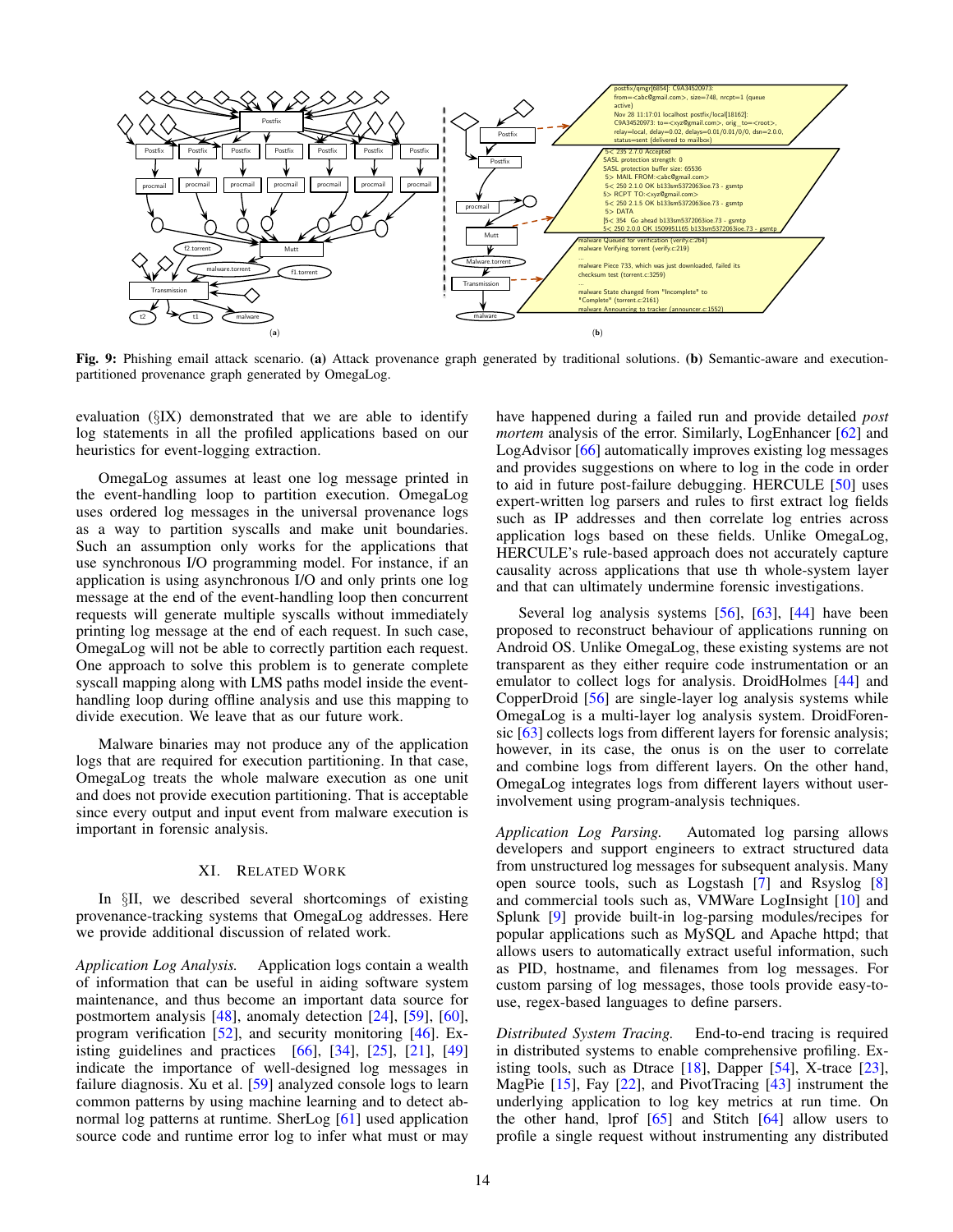Fig. 9: Phishing email attack scenario. **(a)** Attack provenance graph generated by traditional solutions. **(b)** Semantic-aware and execution-partitioned provenance graph generated by OmegaLog.

evaluation (§IX) demonstrated that we are able to identify log statements in all the profiled applications based on our heuristics for event-logging extraction.

OmegaLog assumes at least one log message printed in the event-handling loop to partition execution. OmegaLog uses ordered log messages in the universal provenance logs as a way to partition syscalls and make unit boundaries. Such an assumption only works for the applications that use synchronous I/O programming model. For instance, if an application is using asynchronous I/O and only prints one log message at the end of the event-handling loop then concurrent requests will generate multiple syscalls without immediately printing log message at the end of each request. In such case, OmegaLog will not be able to correctly partition each request. One approach to solve this problem is to generate complete syscall mapping along with LMS paths model inside the event-handling loop during offline analysis and use this mapping to divide execution. We leave that as our future work.

Malware binaries may not produce any of the application logs that are required for execution partitioning. In that case, OmegaLog treats the whole malware execution as one unit and does not provide execution partitioning. That is acceptable since every output and input event from malware execution is important in forensic analysis.

## XI. Related Work

In §II, we described several shortcomings of existing provenance-tracking systems that OmegaLog addresses. Here we provide additional discussion of related work.

*Application Log Analysis.* Application logs contain a wealth of information that can be useful in aiding software system maintenance, and thus become an important data source for postmortem analysis [48], anomaly detection [24], [59], [60], program verification [52], and security monitoring [46]. Existing guidelines and practices [66], [34], [25], [21], [49] indicate the importance of well-designed log messages in failure diagnosis. Xu et al. [59] analyzed console logs to learn common patterns by using machine learning and to detect abnormal log patterns at runtime. SherLog [61] used application source code and runtime error log to infer what must or may have happened during a failed run and provide detailed *post mortem* analysis of the error. Similarly, LogEnhancer [62] and LogAdvisor [66] automatically improves existing log messages and provides suggestions on where to log in the code in order to aid in future post-failure debugging. HERCULE [50] uses expert-written log parsers and rules to first extract log fields such as IP addresses and then correlate log entries across application logs based on these fields. Unlike OmegaLog, HERCULE's rule-based approach does not accurately capture causality across applications that use th whole-system layer and that can ultimately undermine forensic investigations.

Several log analysis systems [56], [63], [44] have been proposed to reconstruct behaviour of applications running on Android OS. Unlike OmegaLog, these existing systems are not transparent as they either require code instrumentation or an emulator to collect logs for analysis. DroidHolmes [44] and CopperDroid [56] are single-layer log analysis systems while OmegaLog is a multi-layer log analysis system. DroidForensic [63] collects logs from different layers for forensic analysis; however, in its case, the onus is on the user to correlate and combine logs from different layers. On the other hand, OmegaLog integrates logs from different layers without user-involvement using program-analysis techniques.

*Application Log Parsing.* Automated log parsing allows developers and support engineers to extract structured data from unstructured log messages for subsequent analysis. Many open source tools, such as Logstash [7] and Rsyslog [8] and commercial tools such as, VMWare LogInsight [10] and Splunk [9] provide built-in log-parsing modules/recipes for popular applications such as MySQL and Apache httpd; that allows users to automatically extract useful information, such as PID, hostname, and filenames from log messages. For custom parsing of log messages, those tools provide easy-to-use, regex-based languages to define parsers.

*Distributed System Tracing.* End-to-end tracing is required in distributed systems to enable comprehensive profiling. Existing tools, such as Dtrace [18], Dapper [54], X-trace [23], MagPie [15], Fay [22], and PivotTracing [43] instrument the underlying application to log key metrics at run time. On the other hand, lprof [65] and Stitch [64] allow users to profile a single request without instrumenting any distributed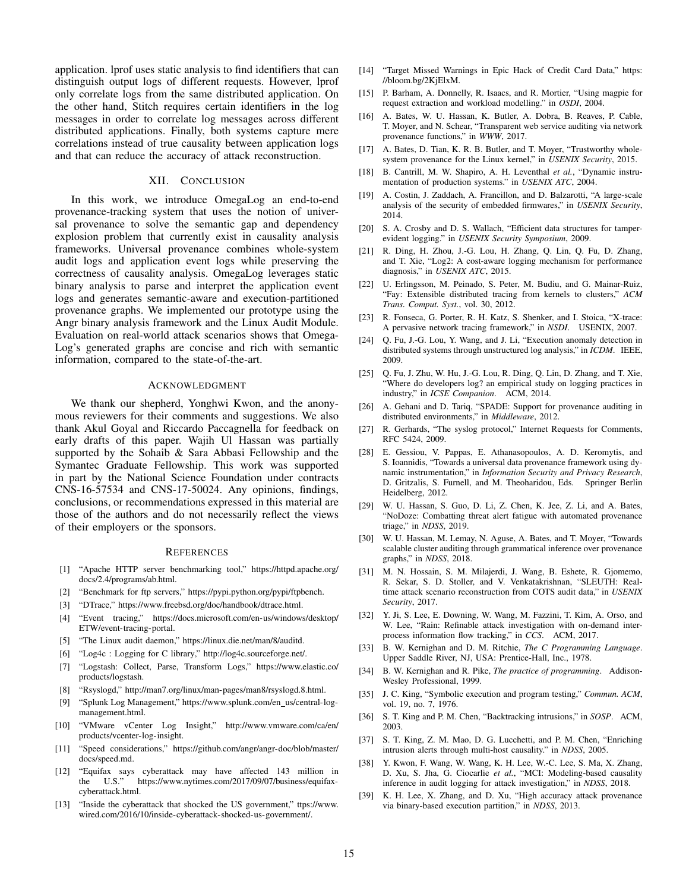application. lprof uses static analysis to find identifiers that can distinguish output logs of different requests. However, lprof only correlate logs from the same distributed application. On the other hand, Stitch requires certain identifiers in the log messages in order to correlate log messages across different distributed applications. Finally, both systems capture mere correlations instead of true causality between application logs and that can reduce the accuracy of attack reconstruction.

## XII. Conclusion

In this work, we introduce OmegaLog an end-to-end provenance-tracking system that uses the notion of universal provenance to solve the semantic gap and dependency explosion problem that currently exist in causality analysis frameworks. Universal provenance combines whole-system audit logs and application event logs while preserving the correctness of causality analysis. OmegaLog leverages static binary analysis to parse and interpret the application event logs and generates semantic-aware and execution-partitioned provenance graphs. We implemented our prototype using the Angr binary analysis framework and the Linux Audit Module. Evaluation on real-world attack scenarios shows that OmegaLog's generated graphs are concise and rich with semantic information, compared to the state-of-the-art.

## Acknowledgment

We thank our shepherd, Yonghwi Kwon, and the anonymous reviewers for their comments and suggestions. We also thank Akul Goyal and Riccardo Paccagnella for feedback on early drafts of this paper. Wajih Ul Hassan was partially supported by the Sohaib & Sara Abbasi Fellowship and the Symantec Graduate Fellowship. This work was supported in part by the National Science Foundation under contracts CNS-16-57534 and CNS-17-50024. Any opinions, findings, conclusions, or recommendations expressed in this material are those of the authors and do not necessarily reflect the views of their employers or the sponsors.

## References

[1] "Apache HTTP server benchmarking tool," https://httpd.apache.org/docs/2.4/programs/ab.html.

[2] "Benchmark for ftp servers," https://pypi.python.org/pypi/ftpbench.

[3] "DTrace," https://www.freebsd.org/doc/handbook/dtrace.html.

[4] "Event tracing," https://docs.microsoft.com/en-us/windows/desktop/ETW/event-tracing-portal.

[5] "The Linux audit daemon," https://linux.die.net/man/8/auditd.

[6] "Log4c : Logging for C library," http://log4c.sourceforge.net/.

[7] "Logstash: Collect, Parse, Transform Logs," https://www.elastic.co/products/logstash.

[8] "Rsyslogd," http://man7.org/linux/man-pages/man8/rsyslogd.8.html.

[9] "Splunk Log Management," https://www.splunk.com/en_us/central-log-management.html.

[10] "VMware vCenter Log Insight," http://www.vmware.com/ca/en/products/vcenter-log-insight.

[11] "Speed considerations," https://github.com/angr/angr-doc/blob/master/docs/speed.md.

[12] "Equifax says cyberattack may have affected 143 million in the U.S." https://www.nytimes.com/2017/09/07/business/equifax-cyberattack.html.

[13] "Inside the cyberattack that shocked the US government," ttps://www.wired.com/2016/10/inside-cyberattack-shocked-us-government/.

[14] "Target Missed Warnings in Epic Hack of Credit Card Data," https://bloom.bg/2KjElxM.

[15] P. Barham, A. Donnelly, R. Isaacs, and R. Mortier, "Using magpie for request extraction and workload modelling." in *OSDI*, 2004.

[16] A. Bates, W. U. Hassan, K. Butler, A. Dobra, B. Reaves, P. Cable, T. Moyer, and N. Schear, "Transparent web service auditing via network provenance functions," in *WWW*, 2017.

[17] A. Bates, D. Tian, K. R. B. Butler, and T. Moyer, "Trustworthy whole-system provenance for the Linux kernel," in *USENIX Security*, 2015.

[18] B. Cantrill, M. W. Shapiro, A. H. Leventhal *et al.*, "Dynamic instrumentation of production systems." in *USENIX ATC*, 2004.

[19] A. Costin, J. Zaddach, A. Francillon, and D. Balzarotti, "A large-scale analysis of the security of embedded firmwares," in *USENIX Security*, 2014.

[20] S. A. Crosby and D. S. Wallach, "Efficient data structures for tamper-evident logging." in *USENIX Security Symposium*, 2009.

[21] R. Ding, H. Zhou, J.-G. Lou, H. Zhang, Q. Lin, Q. Fu, D. Zhang, and T. Xie, "Log2: A cost-aware logging mechanism for performance diagnosis," in *USENIX ATC*, 2015.

[22] U. Erlingsson, M. Peinado, S. Peter, M. Budiu, and G. Mainar-Ruiz, "Fay: Extensible distributed tracing from kernels to clusters," *ACM Trans. Comput. Syst.*, vol. 30, 2012.

[23] R. Fonseca, G. Porter, R. H. Katz, S. Shenker, and I. Stoica, "X-trace: A pervasive network tracing framework," in *NSDI*. USENIX, 2007.

[24] Q. Fu, J.-G. Lou, Y. Wang, and J. Li, "Execution anomaly detection in distributed systems through unstructured log analysis," in *ICDM*. IEEE, 2009.

[25] Q. Fu, J. Zhu, W. Hu, J.-G. Lou, R. Ding, Q. Lin, D. Zhang, and T. Xie, "Where do developers log? an empirical study on logging practices in industry," in *ICSE Companion*. ACM, 2014.

[26] A. Gehani and D. Tariq, "SPADE: Support for provenance auditing in distributed environments," in *Middleware*, 2012.

[27] R. Gerhards, "The syslog protocol," Internet Requests for Comments, RFC 5424, 2009.

[28] E. Gessiou, V. Pappas, E. Athanasopoulos, A. D. Keromytis, and S. Ioannidis, "Towards a universal data provenance framework using dynamic instrumentation," in *Information Security and Privacy Research*, D. Gritzalis, S. Furnell, and M. Theoharidou, Eds. Springer Berlin Heidelberg, 2012.

[29] W. U. Hassan, S. Guo, D. Li, Z. Chen, K. Jee, Z. Li, and A. Bates, "NoDoze: Combatting threat alert fatigue with automated provenance triage," in *NDSS*, 2019.

[30] W. U. Hassan, M. Lemay, N. Aguse, A. Bates, and T. Moyer, "Towards scalable cluster auditing through grammatical inference over provenance graphs," in *NDSS*, 2018.

[31] M. N. Hossain, S. M. Milajerdi, J. Wang, B. Eshete, R. Gjomemo, R. Sekar, S. D. Stoller, and V. Venkatakrishnan, "SLEUTH: Real-time attack scenario reconstruction from COTS audit data," in *USENIX Security*, 2017.

[32] Y. Ji, S. Lee, E. Downing, W. Wang, M. Fazzini, T. Kim, A. Orso, and W. Lee, "Rain: Refinable attack investigation with on-demand inter-process information flow tracking," in *CCS*. ACM, 2017.

[33] B. W. Kernighan and D. M. Ritchie, *The C Programming Language*. Upper Saddle River, NJ, USA: Prentice-Hall, Inc., 1978.

[34] B. W. Kernighan and R. Pike, *The practice of programming*. Addison-Wesley Professional, 1999.

[35] J. C. King, "Symbolic execution and program testing," *Commun. ACM*, vol. 19, no. 7, 1976.

[36] S. T. King and P. M. Chen, "Backtracking intrusions," in *SOSP*. ACM, 2003.

[37] S. T. King, Z. M. Mao, D. G. Lucchetti, and P. M. Chen, "Enriching intrusion alerts through multi-host causality." in *NDSS*, 2005.

[38] Y. Kwon, F. Wang, W. Wang, K. H. Lee, W.-C. Lee, S. Ma, X. Zhang, D. Xu, S. Jha, G. Ciocarlie *et al.*, "MCI: Modeling-based causality inference in audit logging for attack investigation," in *NDSS*, 2018.

[39] K. H. Lee, X. Zhang, and D. Xu, "High accuracy attack provenance via binary-based execution partition," in *NDSS*, 2013.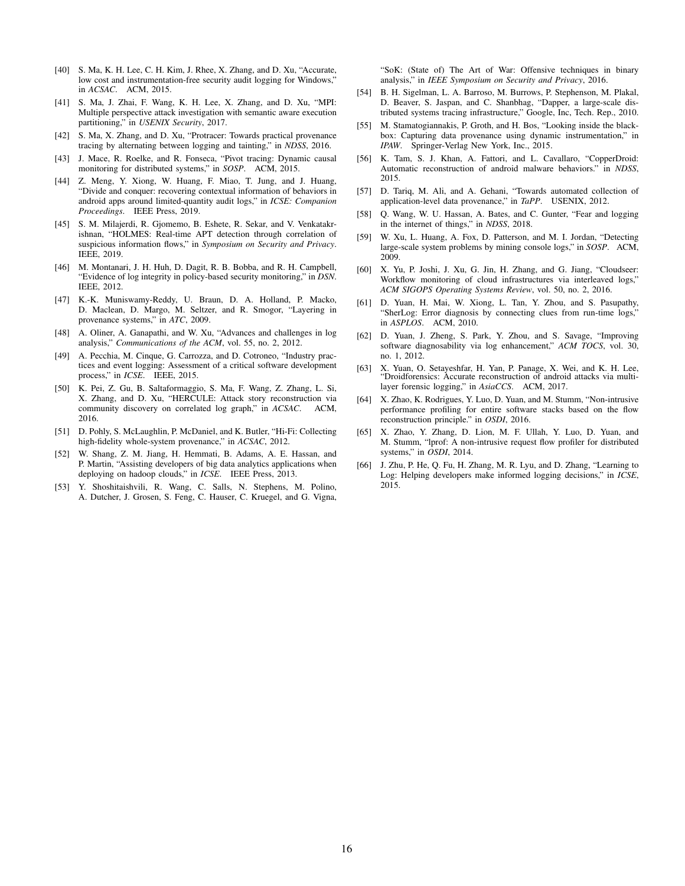[40] S. Ma, K. H. Lee, C. H. Kim, J. Rhee, X. Zhang, and D. Xu, "Accurate, low cost and instrumentation-free security audit logging for Windows," in *ACSAC*. ACM, 2015.

[41] S. Ma, J. Zhai, F. Wang, K. H. Lee, X. Zhang, and D. Xu, "MPI: Multiple perspective attack investigation with semantic aware execution partitioning," in *USENIX Security*, 2017.

[42] S. Ma, X. Zhang, and D. Xu, "Protracer: Towards practical provenance tracing by alternating between logging and tainting," in *NDSS*, 2016.

[43] J. Mace, R. Roelke, and R. Fonseca, "Pivot tracing: Dynamic causal monitoring for distributed systems," in *SOSP*. ACM, 2015.

[44] Z. Meng, Y. Xiong, W. Huang, F. Miao, T. Jung, and J. Huang, "Divide and conquer: recovering contextual information of behaviors in android apps around limited-quantity audit logs," in *ICSE: Companion Proceedings*. IEEE Press, 2019.

[45] S. M. Milajerdi, R. Gjomemo, B. Eshete, R. Sekar, and V. Venkatakrishnan, "HOLMES: Real-time APT detection through correlation of suspicious information flows," in *Symposium on Security and Privacy*. IEEE, 2019.

[46] M. Montanari, J. H. Huh, D. Dagit, R. B. Bobba, and R. H. Campbell, "Evidence of log integrity in policy-based security monitoring," in *DSN*. IEEE, 2012.

[47] K.-K. Muniswamy-Reddy, U. Braun, D. A. Holland, P. Macko, D. Maclean, D. Margo, M. Seltzer, and R. Smogor, "Layering in provenance systems," in *ATC*, 2009.

[48] A. Oliner, A. Ganapathi, and W. Xu, "Advances and challenges in log analysis," *Communications of the ACM*, vol. 55, no. 2, 2012.

[49] A. Pecchia, M. Cinque, G. Carrozza, and D. Cotroneo, "Industry practices and event logging: Assessment of a critical software development process," in *ICSE*. IEEE, 2015.

[50] K. Pei, Z. Gu, B. Saltaformaggio, S. Ma, F. Wang, Z. Zhang, L. Si, X. Zhang, and D. Xu, "HERCULE: Attack story reconstruction via community discovery on correlated log graph," in *ACSAC*. ACM, 2016.

[51] D. Pohly, S. McLaughlin, P. McDaniel, and K. Butler, "Hi-Fi: Collecting high-fidelity whole-system provenance," in *ACSAC*, 2012.

[52] W. Shang, Z. M. Jiang, H. Hemmati, B. Adams, A. E. Hassan, and P. Martin, "Assisting developers of big data analytics applications when deploying on hadoop clouds," in *ICSE*. IEEE Press, 2013.

[53] Y. Shoshitaishvili, R. Wang, C. Salls, N. Stephens, M. Polino, A. Dutcher, J. Grosen, S. Feng, C. Hauser, C. Kruegel, and G. Vigna, "SoK: (State of) The Art of War: Offensive techniques in binary analysis," in *IEEE Symposium on Security and Privacy*, 2016.

[54] B. H. Sigelman, L. A. Barroso, M. Burrows, P. Stephenson, M. Plakal, D. Beaver, S. Jaspan, and C. Shanbhag, "Dapper, a large-scale distributed systems tracing infrastructure," Google, Inc, Tech. Rep., 2010.

[55] M. Stamatogiannakis, P. Groth, and H. Bos, "Looking inside the black-box: Capturing data provenance using dynamic instrumentation," in *IPAW*. Springer-Verlag New York, Inc., 2015.

[56] K. Tam, S. J. Khan, A. Fattori, and L. Cavallaro, "CopperDroid: Automatic reconstruction of android malware behaviors." in *NDSS*, 2015.

[57] D. Tariq, M. Ali, and A. Gehani, "Towards automated collection of application-level data provenance," in *TaPP*. USENIX, 2012.

[58] Q. Wang, W. U. Hassan, A. Bates, and C. Gunter, "Fear and logging in the internet of things," in *NDSS*, 2018.

[59] W. Xu, L. Huang, A. Fox, D. Patterson, and M. I. Jordan, "Detecting large-scale system problems by mining console logs," in *SOSP*. ACM, 2009.

[60] X. Yu, P. Joshi, J. Xu, G. Jin, H. Zhang, and G. Jiang, "Cloudseer: Workflow monitoring of cloud infrastructures via interleaved logs," *ACM SIGOPS Operating Systems Review*, vol. 50, no. 2, 2016.

[61] D. Yuan, H. Mai, W. Xiong, L. Tan, Y. Zhou, and S. Pasupathy, "SherLog: Error diagnosis by connecting clues from run-time logs," in *ASPLOS*. ACM, 2010.

[62] D. Yuan, J. Zheng, S. Park, Y. Zhou, and S. Savage, "Improving software diagnosability via log enhancement," *ACM TOCS*, vol. 30, no. 1, 2012.

[63] X. Yuan, O. Setayeshfar, H. Yan, P. Panage, X. Wei, and K. H. Lee, "Droidforensics: Accurate reconstruction of android attacks via multi-layer forensic logging," in *AsiaCCS*. ACM, 2017.

[64] X. Zhao, K. Rodrigues, Y. Luo, D. Yuan, and M. Stumm, "Non-intrusive performance profiling for entire software stacks based on the flow reconstruction principle." in *OSDI*, 2016.

[65] X. Zhao, Y. Zhang, D. Lion, M. F. Ullah, Y. Luo, D. Yuan, and M. Stumm, "lprof: A non-intrusive request flow profiler for distributed systems," in *OSDI*, 2014.

[66] J. Zhu, P. He, Q. Fu, H. Zhang, M. R. Lyu, and D. Zhang, "Learning to Log: Helping developers make informed logging decisions," in *ICSE*, 2015.